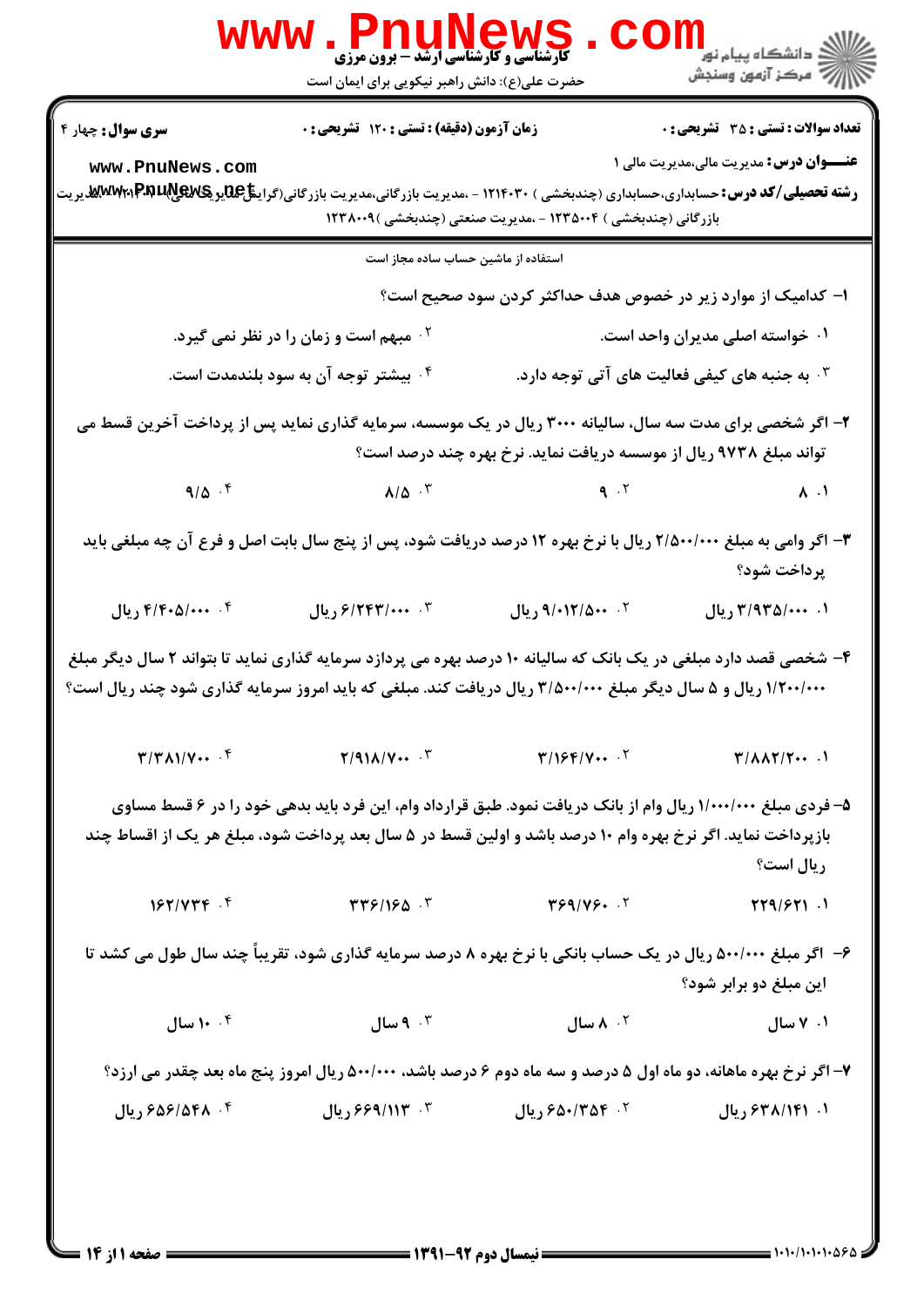کارشناسی و کارشناسی ارشد – برون مرزی
حضرت علی(ع): دانش راهبر نیکویی برای ایمان است

**سری سوال:** چهار ۴ | **زمان آزمون (دقیقه) : تستی :** ۱۲۰ **تشریحی :** ۰ | **تعداد سوالات : تستی :** ۳۵ **تشریحی :** ۰

**عنـــوان درس:** مدیریت مالی،مدیریت مالی ۱

**رشته تحصیلی/کد درس:** حسابداری،حسابداری (چندبخشی ) ۱۲۱۴۰۳۰ - ،مدیریت بازرگانی،مدیریت بازرگانی(گرایش مالی)،مدیریت بازرگانی (چندبخشی ) ۱۲۳۵۰۰۴ - ،مدیریت صنعتی (چندبخشی )۱۲۳۸۰۰۹

استفاده از ماشین حساب ساده مجاز است

۱- کدامیک از موارد زیر در خصوص هدف حداکثر کردن سود صحیح است؟

۱. خواسته اصلی مدیران واحد است.
۲. مبهم است و زمان را در نظر نمی گیرد.
۳. به جنبه های کیفی فعالیت های آتی توجه دارد.
۴. بیشتر توجه آن به سود بلندمدت است.

۲- اگر شخصی برای مدت سه سال، سالیانه ۳۰۰۰ ریال در یک موسسه، سرمایه گذاری نماید پس از پرداخت آخرین قسط می تواند مبلغ ۹۷۳۸ ریال از موسسه دریافت نماید. نرخ بهره چند درصد است؟

۱. ۸
۲. ۹
۳. ۸/۵
۴. ۹/۵

۳- اگر وامی به مبلغ ۲/۵۰۰/۰۰۰ ریال با نرخ بهره ۱۲ درصد دریافت شود، پس از پنج سال بابت اصل و فرع آن چه مبلغی باید پرداخت شود؟

۱. ۳/۹۳۵/۰۰۰ ریال
۲. ۹/۰۱۲/۵۰۰ ریال
۳. ۶/۲۴۳/۰۰۰ ریال
۴. ۴/۴۰۵/۰۰۰ ریال

۴- شخصی قصد دارد مبلغی در یک بانک که سالیانه ۱۰ درصد بهره می پردازد سرمایه گذاری نماید تا بتواند ۲ سال دیگر مبلغ ۱/۲۰۰/۰۰۰ ریال و ۵ سال دیگر مبلغ ۳/۵۰۰/۰۰۰ ریال دریافت کند. مبلغی که باید امروز سرمایه گذاری شود چند ریال است؟

۱. ۳/۸۸۲/۲۰۰
۲. ۳/۱۶۴/۷۰۰
۳. ۲/۹۱۸/۷۰۰
۴. ۳/۳۸۱/۷۰۰

۵- فردی مبلغ ۱/۰۰۰/۰۰۰ ریال وام از بانک دریافت نمود. طبق قرارداد وام، این فرد باید بدهی خود را در ۶ قسط مساوی بازپرداخت نماید. اگر نرخ بهره وام ۱۰ درصد باشد و اولین قسط در ۵ سال بعد پرداخت شود، مبلغ هر یک از اقساط چند ریال است؟

۱. ۲۲۹/۶۲۱
۲. ۳۶۹/۷۶۰
۳. ۳۳۶/۱۶۵
۴. ۱۶۲/۷۳۴

۶- اگر مبلغ ۵۰۰/۰۰۰ ریال در یک حساب بانکی با نرخ بهره ۸ درصد سرمایه گذاری شود، تقریباً چند سال طول می کشد تا این مبلغ دو برابر شود؟

۱. ۷ سال
۲. ۸ سال
۳. ۹ سال
۴. ۱۰ سال

۷- اگر نرخ بهره ماهانه، دو ماه اول ۵ درصد و سه ماه دوم ۶ درصد باشد، ۵۰۰/۰۰۰ ریال امروز پنج ماه بعد چقدر می ارزد؟

۱. ۶۳۸/۱۴۱ ریال
۲. ۶۵۰/۳۵۴ ریال
۳. ۶۶۹/۱۱۳ ریال
۴. ۶۵۶/۵۴۸ ریال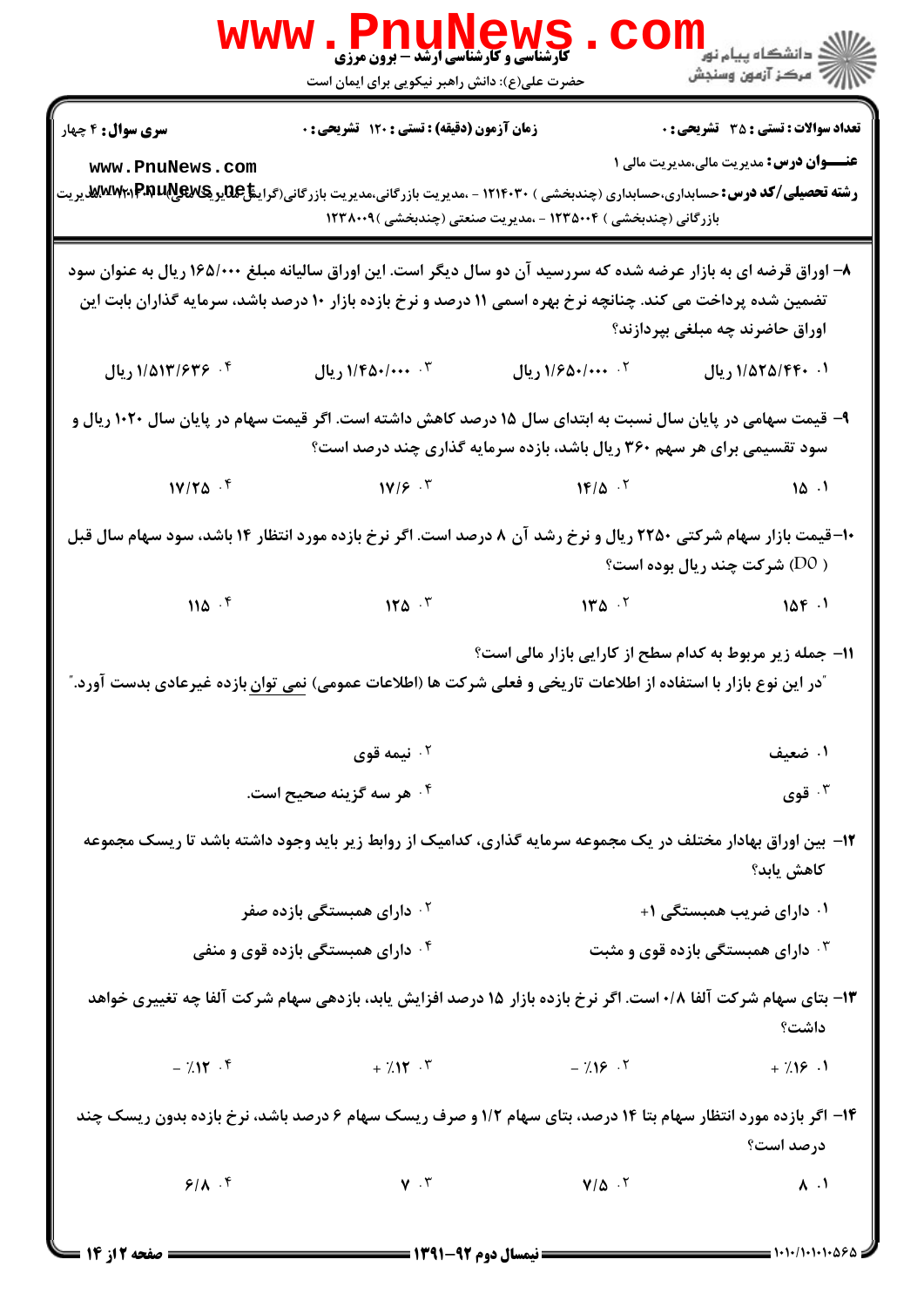۸– اوراق قرضه ای به بازار عرضه شده که سررسید آن دو سال دیگر است. این اوراق سالیانه مبلغ ۱۶۵/۰۰۰ ریال به عنوان سود تضمین شده پرداخت می کند. چنانچه نرخ بهره اسمی ۱۱ درصد و نرخ بازده بازار ۱۰ درصد باشد، سرمایه گذاران بابت این اوراق حاضرند چه مبلغی بپردازند؟

۱. ۱/۵۲۵/۴۴۰ ریال

۲. ۱/۶۵۰/۰۰۰ ریال

۳. ۱/۴۵۰/۰۰۰ ریال

۴. ۱/۵۱۳/۶۳۶ ریال

۹– قیمت سهامی در پایان سال نسبت به ابتدای سال ۱۵ درصد کاهش داشته است. اگر قیمت سهام در پایان سال ۱۰۲۰ ریال و سود تقسیمی برای هر سهم ۳۶۰ ریال باشد، بازده سرمایه گذاری چند درصد است؟

۱. ۱۵

۲. ۱۴/۵

۳. ۱۷/۶

۴. ۱۷/۲۵

۱۰–قیمت بازار سهام شرکتی ۲۲۵۰ ریال و نرخ رشد آن ۸ درصد است. اگر نرخ بازده مورد انتظار ۱۴ باشد، سود سهام سال قبل (D0) شرکت چند ریال بوده است؟

۱. ۱۵۴

۲. ۱۳۵

۳. ۱۲۵

۴. ۱۱۵

۱۱– جمله زیر مربوط به کدام سطح از کارایی بازار مالی است؟

"در این نوع بازار با استفاده از اطلاعات تاریخی و فعلی شرکت ها (اطلاعات عمومی) نمی توان بازده غیرعادی بدست آورد."

۱. ضعیف

۲. نیمه قوی

۳. قوی

۴. هر سه گزینه صحیح است.

۱۲– بین اوراق بهادار مختلف در یک مجموعه سرمایه گذاری، کدامیک از روابط زیر باید وجود داشته باشد تا ریسک مجموعه کاهش یابد؟

۱. دارای ضریب همبستگی ۱+

۲. دارای همبستگی بازده صفر

۳. دارای همبستگی بازده قوی و مثبت

۴. دارای همبستگی بازده قوی و منفی

۱۳– بتای سهام شرکت آلفا ۰/۸ است. اگر نرخ بازده بازار ۱۵ درصد افزایش یابد، بازدهی سهام شرکت آلفا چه تغییری خواهد داشت؟

۱. ٪۱۶ +

۲. ٪۱۶ −

۳. ٪۱۲ +

۴. ٪۱۲ −

۱۴– اگر بازده مورد انتظار سهام بتا ۱۴ درصد، بتای سهام ۱/۲ و صرف ریسک سهام ۶ درصد باشد، نرخ بازده بدون ریسک چند درصد است؟

۱. ۸

۲. ۷/۵

۳. ۷

۴. ۶/۸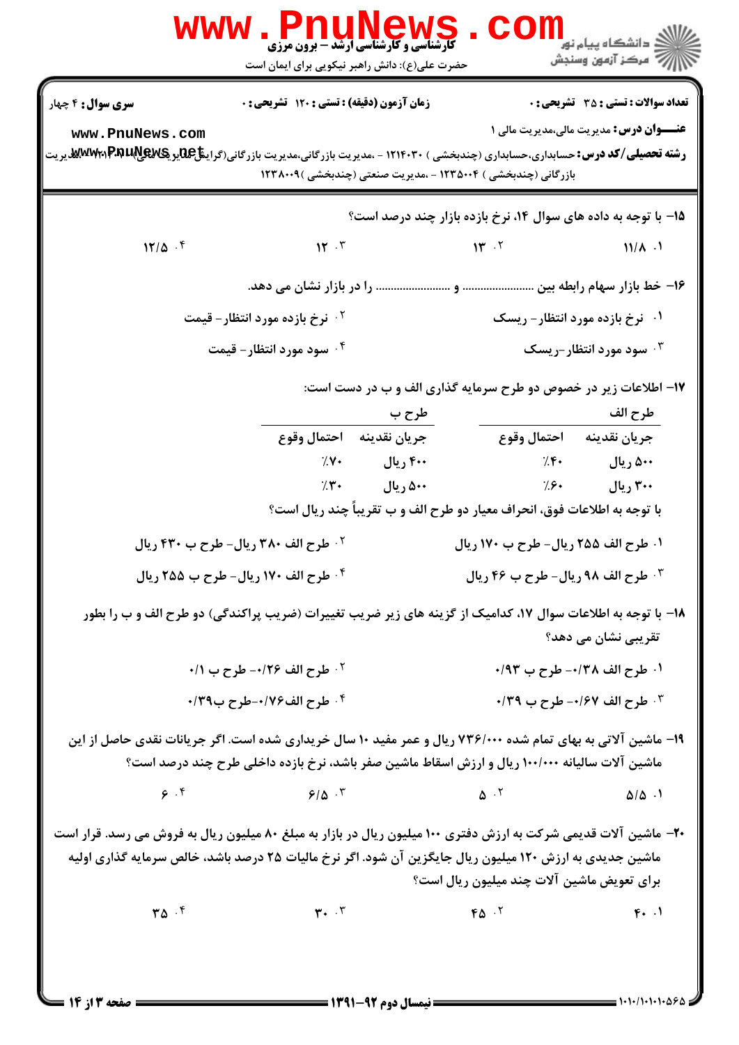**سری سوال:** ۴ چهار

**زمان آزمون (دقیقه) : تستی : ۱۲۰ تشریحی : ۰**

**تعداد سوالات : تستی : ۳۵ تشریحی : ۰**

**عنـــوان درس:** مدیریت مالی،مدیریت مالی ۱

**رشته تحصیلی/کد درس:** حسابداری،حسابداری (چندبخشی ) ۱۲۱۴۰۳۰ - ،مدیریت بازرگانی،مدیریت بازرگانی(گرایش بازرگانی بین المللی)،مدیریت بازرگانی (چندبخشی ) ۱۲۳۵۰۰۴ - ،مدیریت صنعتی (چندبخشی )۱۲۳۸۰۰۹

۱۵- با توجه به داده های سوال ۱۴، نرخ بازده بازار چند درصد است؟

۱. ۱۱/۸
۲. ۱۳
۳. ۱۲
۴. ۱۲/۵

۱۶- خط بازار سهام رابطه بین ...................... و ...................... را در بازار نشان می دهد.

۱. نرخ بازده مورد انتظار- ریسک
۲. نرخ بازده مورد انتظار- قیمت
۳. سود مورد انتظار-ریسک
۴. سود مورد انتظار- قیمت

۱۷- اطلاعات زیر در خصوص دو طرح سرمایه گذاری الف و ب در دست است:

| طرح الف | | طرح ب | |
|---|---|---|---|
| جریان نقدینه | احتمال وقوع | جریان نقدینه | احتمال وقوع |
| ۵۰۰ ریال | ٪۴۰ | ۴۰۰ ریال | ٪۷۰ |
| ۳۰۰ ریال | ٪۶۰ | ۵۰۰ ریال | ٪۳۰ |

با توجه به اطلاعات فوق، انحراف معیار دو طرح الف و ب تقریباً چند ریال است؟

۱. طرح الف ۲۵۵ ریال- طرح ب ۱۷۰ ریال
۲. طرح الف ۳۸۰ ریال- طرح ب ۴۳۰ ریال
۳. طرح الف ۹۸ ریال- طرح ب ۴۶ ریال
۴. طرح الف ۱۷۰ ریال- طرح ب ۲۵۵ ریال

۱۸- با توجه به اطلاعات سوال ۱۷، کدامیک از گزینه های زیر ضریب تغییرات (ضریب پراکندگی) دو طرح الف و ب را بطور تقریبی نشان می دهد؟

۱. طرح الف ۰/۳۸- طرح ب ۰/۹۳
۲. طرح الف ۰/۲۶- طرح ب ۰/۱
۳. طرح الف ۰/۶۷- طرح ب ۰/۳۹
۴. طرح الف۰/۷۶-طرح ب۰/۳۹

۱۹- ماشین آلاتی به بهای تمام شده ۷۳۶/۰۰۰ ریال و عمر مفید ۱۰ سال خریداری شده است. اگر جریانات نقدی حاصل از این ماشین آلات سالیانه ۱۰۰/۰۰۰ ریال و ارزش اسقاط ماشین صفر باشد، نرخ بازده داخلی طرح چند درصد است؟

۱. ۵/۵
۲. ۵
۳. ۶/۵
۴. ۶

۲۰- ماشین آلات قدیمی شرکت به ارزش دفتری ۱۰۰ میلیون ریال در بازار به مبلغ ۸۰ میلیون ریال به فروش می رسد. قرار است ماشین جدیدی به ارزش ۱۲۰ میلیون ریال جایگزین آن شود. اگر نرخ مالیات ۲۵ درصد باشد، خالص سرمایه گذاری اولیه برای تعویض ماشین آلات چند میلیون ریال است؟

۱. ۴۰
۲. ۴۵
۳. ۳۰
۴. ۳۵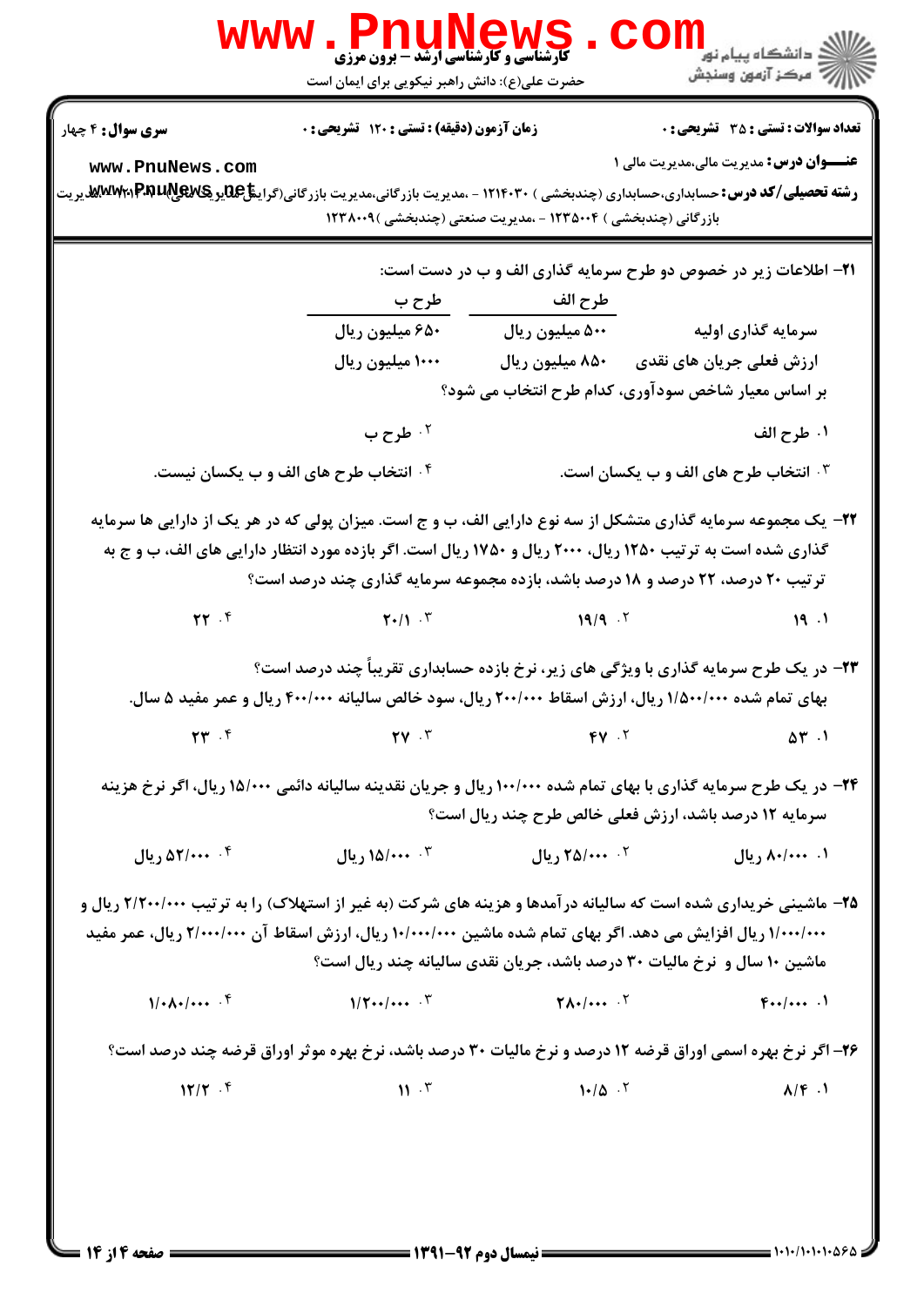**سری سوال:** ۴ چهار

**زمان آزمون (دقیقه) : تستی : ۱۲۰ تشریحی : ۰**

**تعداد سوالات : تستی : ۳۵ تشریحی : ۰**

**عنـــوان درس:** مدیریت مالی،مدیریت مالی ۱

**رشته تحصیلی/کد درس:** حسابداری،حسابداری (چندبخشی ) ۱۲۱۴۰۳۰ - ،مدیریت بازرگانی،مدیریت بازرگانی(گرایش مالی)،مدیریت صنعتی،مدیریت بازرگانی (چندبخشی ) ۱۲۳۵۰۰۴ - ،مدیریت صنعتی (چندبخشی )۱۲۳۸۰۰۹

۲۱- اطلاعات زیر در خصوص دو طرح سرمایه گذاری الف و ب در دست است:

| | طرح الف | طرح ب |
|---|---|---|
| سرمایه گذاری اولیه | ۵۰۰ میلیون ریال | ۶۵۰ میلیون ریال |
| ارزش فعلی جریان های نقدی | ۸۵۰ میلیون ریال | ۱۰۰۰ میلیون ریال |

بر اساس معیار شاخص سودآوری، کدام طرح انتخاب می شود؟

۱. طرح الف
۲. طرح ب
۳. انتخاب طرح های الف و ب یکسان است.
۴. انتخاب طرح های الف و ب یکسان نیست.

۲۲- یک مجموعه سرمایه گذاری متشکل از سه نوع دارایی الف، ب و ج است. میزان پولی که در هر یک از دارایی ها سرمایه گذاری شده است به ترتیب ۱۲۵۰ ریال، ۲۰۰۰ ریال و ۱۷۵۰ ریال است. اگر بازده مورد انتظار دارایی های الف، ب و ج به ترتیب ۲۰ درصد، ۲۲ درصد و ۱۸ درصد باشد، بازده مجموعه سرمایه گذاری چند درصد است؟

۱. ۱۹
۲. ۱۹/۹
۳. ۲۰/۱
۴. ۲۲

۲۳- در یک طرح سرمایه گذاری با ویژگی های زیر، نرخ بازده حسابداری تقریباً چند درصد است؟
بهای تمام شده ۱/۵۰۰/۰۰۰ ریال، ارزش اسقاط ۲۰۰/۰۰۰ ریال، سود خالص سالیانه ۴۰۰/۰۰۰ ریال و عمر مفید ۵ سال.

۱. ۵۳
۲. ۴۷
۳. ۲۷
۴. ۲۳

۲۴- در یک طرح سرمایه گذاری با بهای تمام شده ۱۰۰/۰۰۰ ریال و جریان نقدینه سالیانه دائمی ۱۵/۰۰۰ ریال، اگر نرخ هزینه سرمایه ۱۲ درصد باشد، ارزش فعلی خالص طرح چند ریال است؟

۱. ۸۰/۰۰۰ ریال
۲. ۲۵/۰۰۰ ریال
۳. ۱۵/۰۰۰ ریال
۴. ۵۲/۰۰۰ ریال

۲۵- ماشینی خریداری شده است که سالیانه درآمدها و هزینه های شرکت (به غیر از استهلاک) را به ترتیب ۲/۲۰۰/۰۰۰ ریال و ۱/۰۰۰/۰۰۰ ریال افزایش می دهد. اگر بهای تمام شده ماشین ۱۰/۰۰۰/۰۰۰ ریال، ارزش اسقاط آن ۲/۰۰۰/۰۰۰ ریال، عمر مفید ماشین ۱۰ سال و نرخ مالیات ۳۰ درصد باشد، جریان نقدی سالیانه چند ریال است؟

۱. ۴۰۰/۰۰۰
۲. ۲۸۰/۰۰۰
۳. ۱/۲۰۰/۰۰۰
۴. ۱/۰۸۰/۰۰۰

۲۶- اگر نرخ بهره اسمی اوراق قرضه ۱۲ درصد و نرخ مالیات ۳۰ درصد باشد، نرخ بهره موثر اوراق قرضه چند درصد است؟

۱. ۸/۴
۲. ۱۰/۵
۳. ۱۱
۴. ۱۲/۲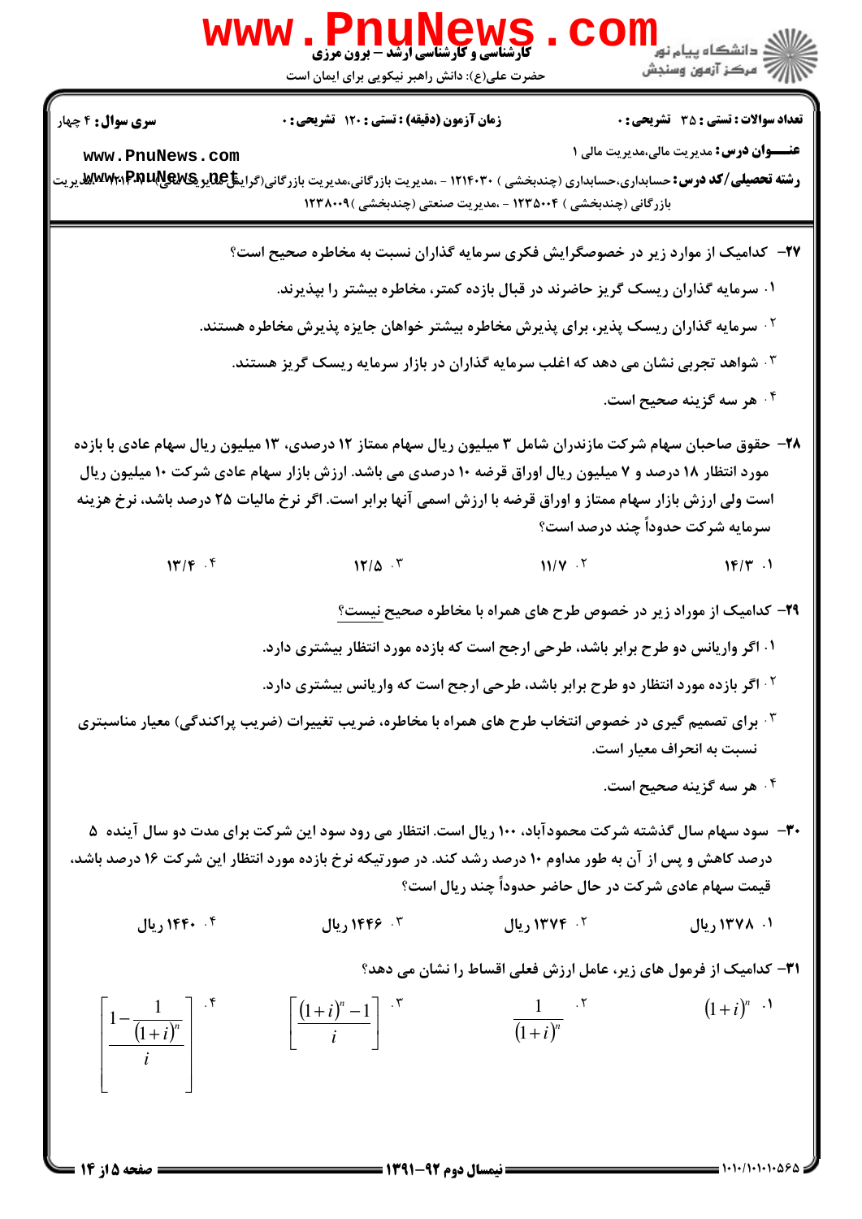۲۷- کدامیک از موارد زیر در خصوصگرایش فکری سرمایه گذاران نسبت به مخاطره صحیح است؟

۱. سرمایه گذاران ریسک گریز حاضرند در قبال بازده کمتر، مخاطره بیشتر را بپذیرند.

۲. سرمایه گذاران ریسک پذیر، برای پذیرش مخاطره بیشتر خواهان جایزه پذیرش مخاطره هستند.

۳. شواهد تجربی نشان می دهد که اغلب سرمایه گذاران در بازار سرمایه ریسک گریز هستند.

۴. هر سه گزینه صحیح است.

۲۸- حقوق صاحبان سهام شرکت مازندران شامل ۳ میلیون ریال سهام ممتاز ۱۲ درصدی، ۱۳ میلیون ریال سهام عادی با بازده مورد انتظار ۱۸ درصد و ۷ میلیون ریال اوراق قرضه ۱۰ درصدی می باشد. ارزش بازار سهام عادی شرکت ۱۰ میلیون ریال است ولی ارزش بازار سهام ممتاز و اوراق قرضه با ارزش اسمی آنها برابر است. اگر نرخ مالیات ۲۵ درصد باشد، نرخ هزینه سرمایه شرکت حدوداً چند درصد است؟

۱. ۱۴/۳

۲. ۱۱/۷

۳. ۱۲/۵

۴. ۱۳/۴

۲۹- کدامیک از موارد زیر در خصوص طرح های همراه با مخاطره صحیح نیست؟

۱. اگر واریانس دو طرح برابر باشد، طرحی ارجح است که بازده مورد انتظار بیشتری دارد.

۲. اگر بازده مورد انتظار دو طرح برابر باشد، طرحی ارجح است که واریانس بیشتری دارد.

۳. برای تصمیم گیری در خصوص انتخاب طرح های همراه با مخاطره، ضریب تغییرات (ضریب پراکندگی) معیار مناسبتری نسبت به انحراف معیار است.

۴. هر سه گزینه صحیح است.

۳۰- سود سهام سال گذشته شرکت محمودآباد، ۱۰۰ ریال است. انتظار می رود سود این شرکت برای مدت دو سال آینده ۵ درصد کاهش و پس از آن به طور مداوم ۱۰ درصد رشد کند. در صورتیکه نرخ بازده مورد انتظار این شرکت ۱۶ درصد باشد، قیمت سهام عادی شرکت در حال حاضر حدوداً چند ریال است؟

۱. ۱۳۷۸ ریال

۲. ۱۳۷۴ ریال

۳. ۱۴۴۶ ریال

۴. ۱۴۴۰ ریال

۳۱- کدامیک از فرمول های زیر، عامل ارزش فعلی اقساط را نشان می دهد؟

۱. $(1+i)^n$

۲. $\dfrac{1}{(1+i)^n}$

۳. $\left[\dfrac{(1+i)^n-1}{i}\right]$

۴. $\left[\dfrac{1-\dfrac{1}{(1+i)^n}}{i}\right]$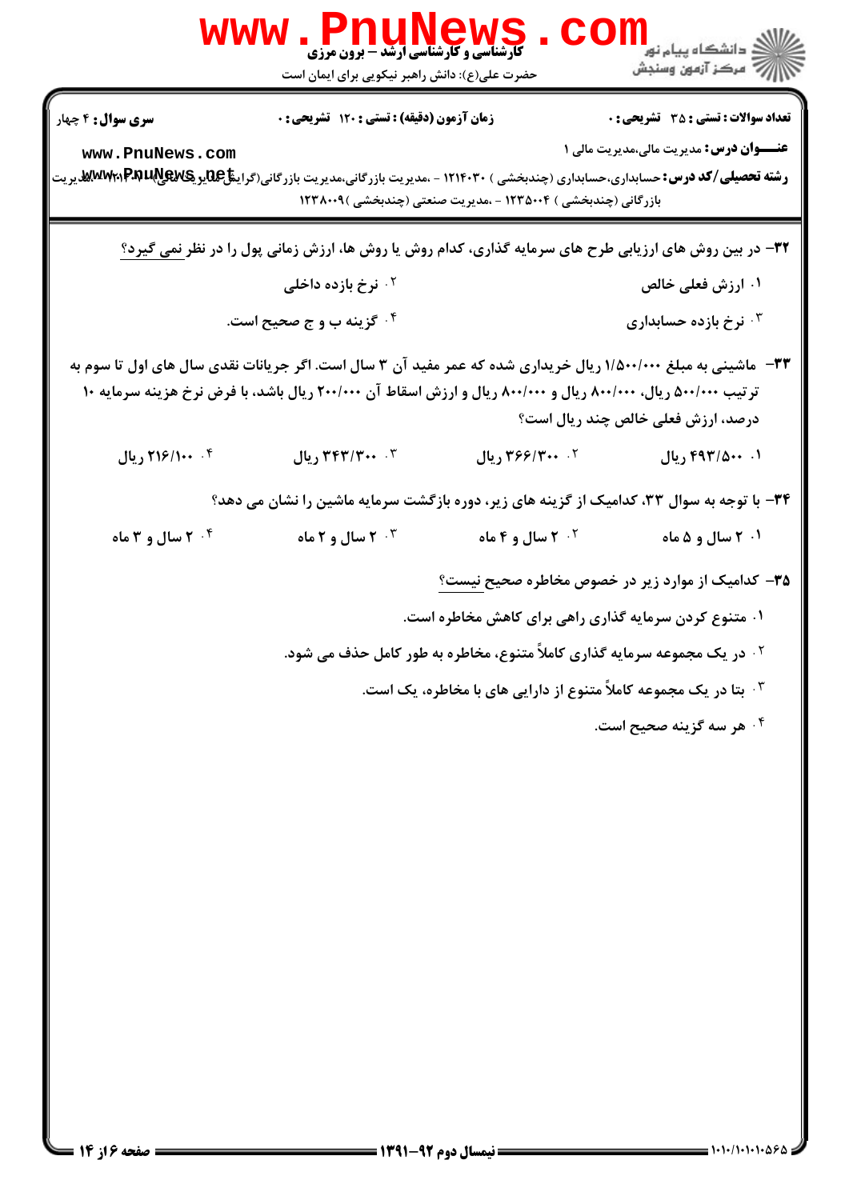۳۲- در بین روش های ارزیابی طرح های سرمایه گذاری، کدام روش یا روش ها، ارزش زمانی پول را در نظر نمی گیرد؟

۱. ارزش فعلی خالص

۲. نرخ بازده داخلی

۳. نرخ بازده حسابداری

۴. گزینه ب و ج صحیح است.

۳۳- ماشینی به مبلغ ۱/۵۰۰/۰۰۰ ریال خریداری شده که عمر مفید آن ۳ سال است. اگر جریانات نقدی سال های اول تا سوم به ترتیب ۵۰۰/۰۰۰ ریال، ۸۰۰/۰۰۰ ریال و ۸۰۰/۰۰۰ ریال و ارزش اسقاط آن ۲۰۰/۰۰۰ ریال باشد، با فرض نرخ هزینه سرمایه ۱۰ درصد، ارزش فعلی خالص چند ریال است؟

۱. ۴۹۳/۵۰۰ ریال

۲. ۳۶۶/۳۰۰ ریال

۳. ۳۴۳/۳۰۰ ریال

۴. ۲۱۶/۱۰۰ ریال

۳۴- با توجه به سوال ۳۳، کدامیک از گزینه های زیر، دوره بازگشت سرمایه ماشین را نشان می دهد؟

۱. ۲ سال و ۵ ماه

۲. ۲ سال و ۴ ماه

۳. ۲ سال و ۲ ماه

۴. ۲ سال و ۳ ماه

۳۵- کدامیک از موارد زیر در خصوص مخاطره صحیح نیست؟

۱. متنوع کردن سرمایه گذاری راهی برای کاهش مخاطره است.

۲. در یک مجموعه سرمایه گذاری کاملاً متنوع، مخاطره به طور کامل حذف می شود.

۳. بتا در یک مجموعه کاملاً متنوع از دارایی های با مخاطره، یک است.

۴. هر سه گزینه صحیح است.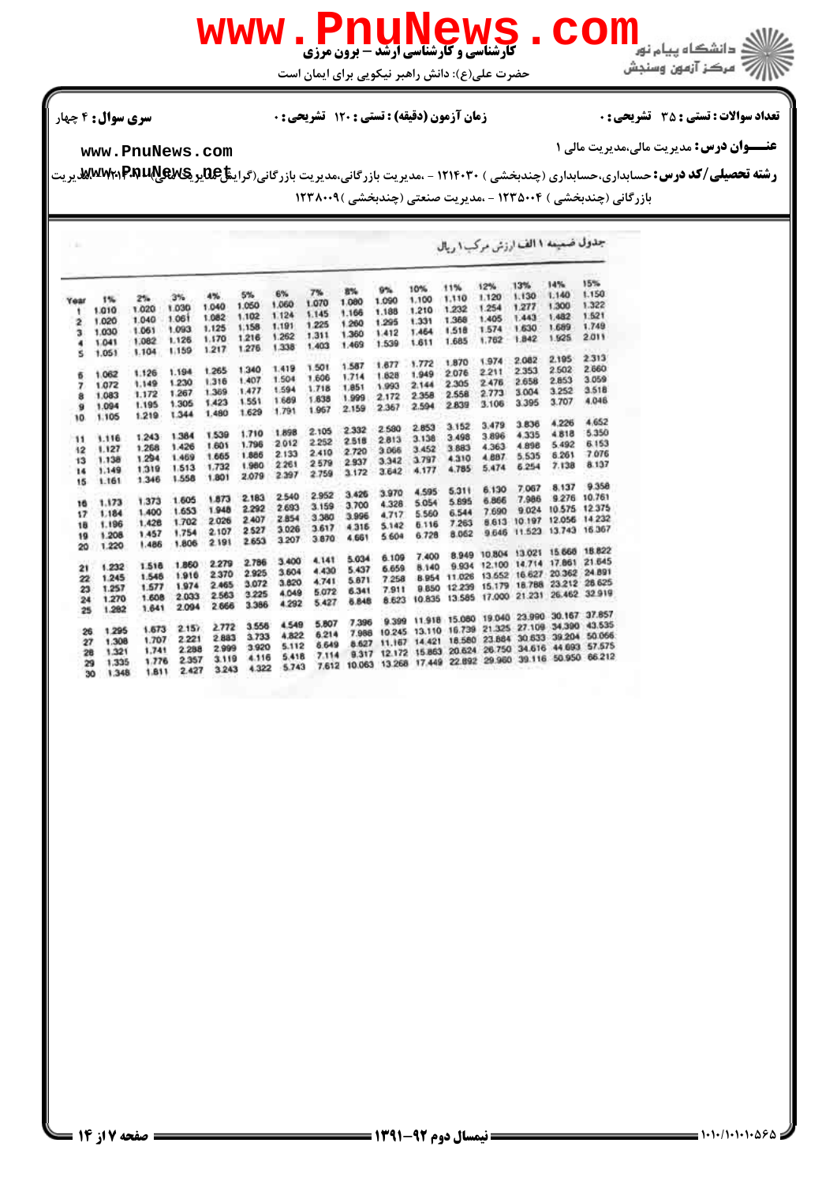جدول ضمیمه ۱ الف ارزش مرکب ۱ ریال

| Year | 1% | 2% | 3% | 4% | 5% | 6% | 7% | 8% | 9% | 10% | 11% | 12% | 13% | 14% | 15% |
|---|---|---|---|---|---|---|---|---|---|---|---|---|---|---|---|
| 1 | 1.010 | 1.020 | 1.030 | 1.040 | 1.050 | 1.060 | 1.070 | 1.080 | 1.090 | 1.100 | 1.110 | 1.120 | 1.130 | 1.140 | 1.150 |
| 2 | 1.020 | 1.040 | 1.061 | 1.082 | 1.102 | 1.124 | 1.145 | 1.166 | 1.188 | 1.210 | 1.232 | 1.254 | 1.277 | 1.300 | 1.322 |
| 3 | 1.030 | 1.061 | 1.093 | 1.125 | 1.158 | 1.191 | 1.225 | 1.260 | 1.295 | 1.331 | 1.368 | 1.405 | 1.443 | 1.482 | 1.521 |
| 4 | 1.041 | 1.082 | 1.126 | 1.170 | 1.216 | 1.262 | 1.311 | 1.360 | 1.412 | 1.464 | 1.518 | 1.574 | 1.630 | 1.689 | 1.749 |
| 5 | 1.051 | 1.104 | 1.159 | 1.217 | 1.276 | 1.338 | 1.403 | 1.469 | 1.539 | 1.611 | 1.685 | 1.762 | 1.842 | 1.925 | 2.011 |
| 6 | 1.062 | 1.126 | 1.194 | 1.265 | 1.340 | 1.419 | 1.501 | 1.587 | 1.677 | 1.772 | 1.870 | 1.974 | 2.082 | 2.195 | 2.313 |
| 7 | 1.072 | 1.149 | 1.230 | 1.316 | 1.407 | 1.504 | 1.606 | 1.714 | 1.828 | 1.949 | 2.076 | 2.211 | 2.353 | 2.502 | 2.660 |
| 8 | 1.083 | 1.172 | 1.267 | 1.369 | 1.477 | 1.594 | 1.718 | 1.851 | 1.993 | 2.144 | 2.305 | 2.476 | 2.658 | 2.853 | 3.059 |
| 9 | 1.094 | 1.195 | 1.305 | 1.423 | 1.551 | 1.689 | 1.838 | 1.999 | 2.172 | 2.358 | 2.558 | 2.773 | 3.004 | 3.252 | 3.518 |
| 10 | 1.105 | 1.219 | 1.344 | 1.480 | 1.629 | 1.791 | 1.967 | 2.159 | 2.367 | 2.594 | 2.839 | 3.106 | 3.395 | 3.707 | 4.046 |
| 11 | 1.116 | 1.243 | 1.384 | 1.539 | 1.710 | 1.898 | 2.105 | 2.332 | 2.580 | 2.853 | 3.152 | 3.479 | 3.836 | 4.226 | 4.652 |
| 12 | 1.127 | 1.268 | 1.426 | 1.601 | 1.796 | 2.012 | 2.252 | 2.518 | 2.813 | 3.138 | 3.498 | 3.896 | 4.335 | 4.818 | 5.350 |
| 13 | 1.138 | 1.294 | 1.469 | 1.665 | 1.886 | 2.133 | 2.410 | 2.720 | 3.066 | 3.452 | 3.883 | 4.363 | 4.898 | 5.492 | 6.153 |
| 14 | 1.149 | 1.319 | 1.513 | 1.732 | 1.980 | 2.261 | 2.579 | 2.937 | 3.342 | 3.797 | 4.310 | 4.887 | 5.535 | 6.261 | 7.076 |
| 15 | 1.161 | 1.346 | 1.558 | 1.801 | 2.079 | 2.397 | 2.759 | 3.172 | 3.642 | 4.177 | 4.785 | 5.474 | 6.254 | 7.138 | 8.137 |
| 16 | 1.173 | 1.373 | 1.605 | 1.873 | 2.183 | 2.540 | 2.952 | 3.426 | 3.970 | 4.595 | 5.311 | 6.130 | 7.067 | 8.137 | 9.358 |
| 17 | 1.184 | 1.400 | 1.653 | 1.948 | 2.292 | 2.693 | 3.159 | 3.700 | 4.328 | 5.054 | 5.895 | 6.866 | 7.986 | 9.276 | 10.761 |
| 18 | 1.196 | 1.428 | 1.702 | 2.026 | 2.407 | 2.854 | 3.380 | 3.996 | 4.717 | 5.560 | 6.544 | 7.690 | 9.024 | 10.575 | 12.375 |
| 19 | 1.208 | 1.457 | 1.754 | 2.107 | 2.527 | 3.026 | 3.617 | 4.316 | 5.142 | 6.116 | 7.263 | 8.613 | 10.197 | 12.056 | 14.232 |
| 20 | 1.220 | 1.486 | 1.806 | 2.191 | 2.653 | 3.207 | 3.870 | 4.661 | 5.604 | 6.728 | 8.062 | 9.646 | 11.523 | 13.743 | 16.367 |
| 21 | 1.232 | 1.516 | 1.860 | 2.279 | 2.786 | 3.400 | 4.141 | 5.034 | 6.109 | 7.400 | 8.949 | 10.804 | 13.021 | 15.668 | 18.822 |
| 22 | 1.245 | 1.546 | 1.916 | 2.370 | 2.925 | 3.604 | 4.430 | 5.437 | 6.659 | 8.140 | 9.934 | 12.100 | 14.714 | 17.861 | 21.645 |
| 23 | 1.257 | 1.577 | 1.974 | 2.465 | 3.072 | 3.820 | 4.741 | 5.871 | 7.258 | 8.954 | 11.026 | 13.552 | 16.627 | 20.362 | 24.891 |
| 24 | 1.270 | 1.608 | 2.033 | 2.563 | 3.225 | 4.049 | 5.072 | 6.341 | 7.911 | 9.850 | 12.239 | 15.179 | 18.788 | 23.212 | 28.625 |
| 25 | 1.282 | 1.641 | 2.094 | 2.666 | 3.386 | 4.292 | 5.427 | 6.848 | 8.623 | 10.835 | 13.585 | 17.000 | 21.231 | 26.462 | 32.919 |
| 26 | 1.295 | 1.673 | 2.157 | 2.772 | 3.556 | 4.549 | 5.807 | 7.396 | 9.399 | 11.918 | 15.080 | 19.040 | 23.990 | 30.167 | 37.857 |
| 27 | 1.308 | 1.707 | 2.221 | 2.883 | 3.733 | 4.822 | 6.214 | 7.988 | 10.245 | 13.110 | 16.739 | 21.325 | 27.109 | 34.390 | 43.535 |
| 28 | 1.321 | 1.741 | 2.288 | 2.999 | 3.920 | 5.112 | 6.649 | 8.627 | 11.167 | 14.421 | 18.580 | 23.884 | 30.633 | 39.204 | 50.066 |
| 29 | 1.335 | 1.776 | 2.357 | 3.119 | 4.116 | 5.418 | 7.114 | 9.317 | 12.172 | 15.863 | 20.624 | 26.750 | 34.616 | 44.693 | 57.575 |
| 30 | 1.348 | 1.811 | 2.427 | 3.243 | 4.322 | 5.743 | 7.612 | 10.063 | 13.268 | 17.449 | 22.892 | 29.960 | 39.116 | 50.950 | 66.212 |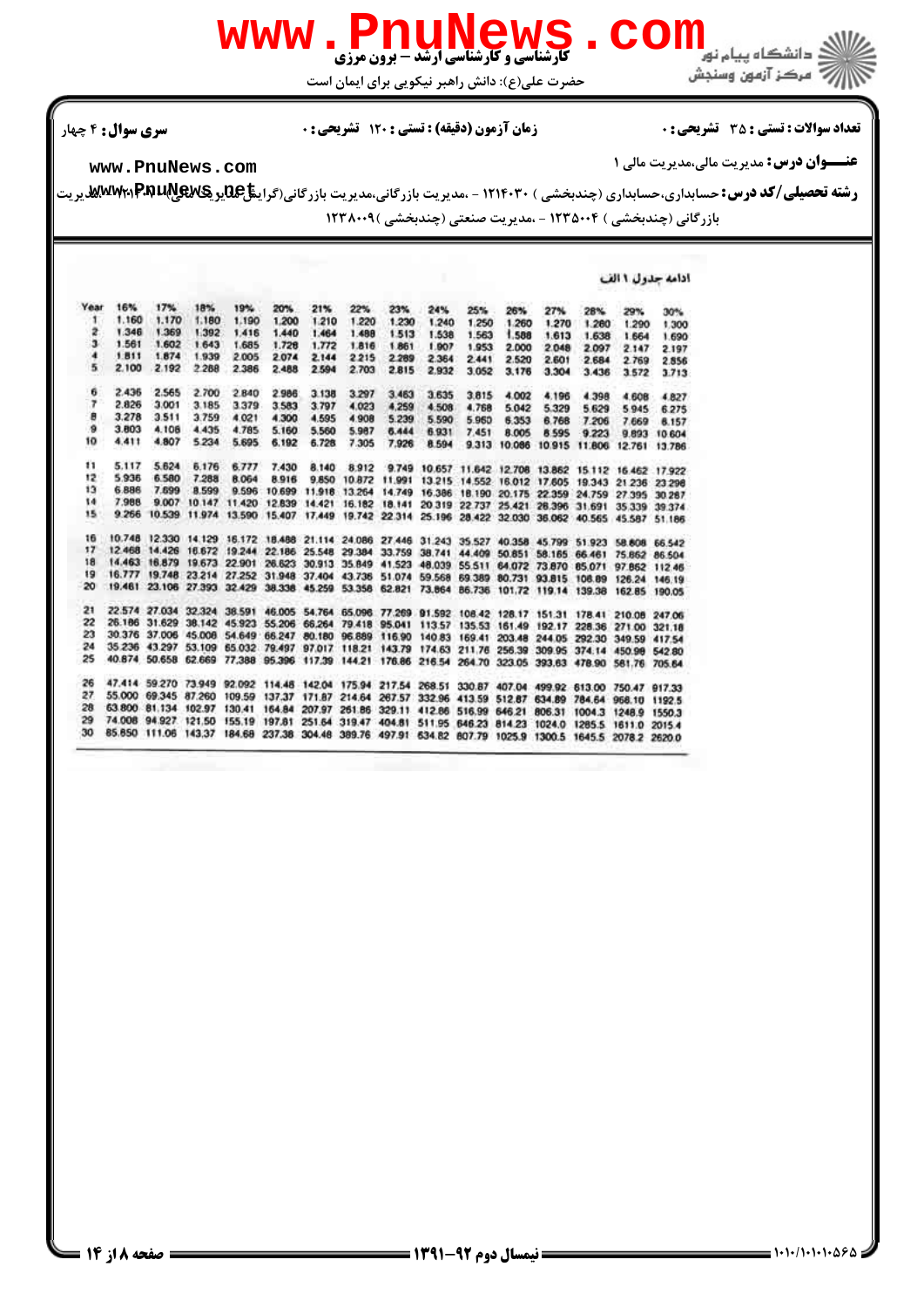سری سوال: ۴ چهار

زمان آزمون (دقیقه) : تستی : ۱۲۰ تشریحی : ۰

تعداد سوالات : تستی : ۳۵ تشریحی : ۰

**عنـــوان درس:** مدیریت مالی،مدیریت مالی ۱

**رشته تحصیلی/کد درس:** حسابداری،حسابداری (چندبخشی ) ۱۲۱۴۰۳۰ - ،مدیریت بازرگانی،مدیریت بازرگانی(گرایش مدیریت مالی) ۱۲۱۸۰۳۱ - ،مدیریت بازرگانی (چندبخشی ) ۱۲۳۵۰۰۴ - ،مدیریت صنعتی (چندبخشی )۱۲۳۸۰۰۹

ادامه جدول ۱ الف

| Year | 16% | 17% | 18% | 19% | 20% | 21% | 22% | 23% | 24% | 25% | 26% | 27% | 28% | 29% | 30% |
|---|---|---|---|---|---|---|---|---|---|---|---|---|---|---|---|
| 1 | 1.160 | 1.170 | 1.180 | 1.190 | 1.200 | 1.210 | 1.220 | 1.230 | 1.240 | 1.250 | 1.260 | 1.270 | 1.280 | 1.290 | 1.300 |
| 2 | 1.346 | 1.369 | 1.392 | 1.416 | 1.440 | 1.464 | 1.488 | 1.513 | 1.538 | 1.563 | 1.588 | 1.613 | 1.638 | 1.664 | 1.690 |
| 3 | 1.561 | 1.602 | 1.643 | 1.685 | 1.728 | 1.772 | 1.816 | 1.861 | 1.907 | 1.953 | 2.000 | 2.048 | 2.097 | 2.147 | 2.197 |
| 4 | 1.811 | 1.874 | 1.939 | 2.005 | 2.074 | 2.144 | 2.215 | 2.289 | 2.364 | 2.441 | 2.520 | 2.601 | 2.684 | 2.769 | 2.856 |
| 5 | 2.100 | 2.192 | 2.288 | 2.386 | 2.488 | 2.594 | 2.703 | 2.815 | 2.932 | 3.052 | 3.176 | 3.304 | 3.436 | 3.572 | 3.713 |
| 6 | 2.436 | 2.565 | 2.700 | 2.840 | 2.986 | 3.138 | 3.297 | 3.463 | 3.635 | 3.815 | 4.002 | 4.196 | 4.398 | 4.608 | 4.827 |
| 7 | 2.826 | 3.001 | 3.185 | 3.379 | 3.583 | 3.797 | 4.023 | 4.259 | 4.508 | 4.768 | 5.042 | 5.329 | 5.629 | 5.945 | 6.275 |
| 8 | 3.278 | 3.511 | 3.759 | 4.021 | 4.300 | 4.595 | 4.908 | 5.239 | 5.590 | 5.960 | 6.353 | 6.768 | 7.206 | 7.669 | 8.157 |
| 9 | 3.803 | 4.108 | 4.435 | 4.785 | 5.160 | 5.560 | 5.987 | 6.444 | 6.931 | 7.451 | 8.005 | 8.595 | 9.223 | 9.893 | 10.604 |
| 10 | 4.411 | 4.807 | 5.234 | 5.695 | 6.192 | 6.728 | 7.305 | 7.926 | 8.594 | 9.313 | 10.086 | 10.915 | 11.806 | 12.761 | 13.786 |
| 11 | 5.117 | 5.624 | 6.176 | 6.777 | 7.430 | 8.140 | 8.912 | 9.749 | 10.657 | 11.642 | 12.708 | 13.862 | 15.112 | 16.462 | 17.922 |
| 12 | 5.936 | 6.580 | 7.288 | 8.064 | 8.916 | 9.850 | 10.872 | 11.991 | 13.215 | 14.552 | 16.012 | 17.605 | 19.343 | 21.236 | 23.298 |
| 13 | 6.886 | 7.699 | 8.599 | 9.596 | 10.699 | 11.918 | 13.264 | 14.749 | 16.386 | 18.190 | 20.175 | 22.359 | 24.759 | 27.395 | 30.287 |
| 14 | 7.988 | 9.007 | 10.147 | 11.420 | 12.839 | 14.421 | 16.182 | 18.141 | 20.319 | 22.737 | 25.421 | 28.396 | 31.691 | 35.339 | 39.374 |
| 15 | 9.266 | 10.539 | 11.974 | 13.590 | 15.407 | 17.449 | 19.742 | 22.314 | 25.196 | 28.422 | 32.030 | 36.062 | 40.565 | 45.587 | 51.186 |
| 16 | 10.748 | 12.330 | 14.129 | 16.172 | 18.488 | 21.114 | 24.086 | 27.446 | 31.243 | 35.527 | 40.358 | 45.799 | 51.923 | 58.808 | 66.542 |
| 17 | 12.468 | 14.426 | 16.672 | 19.244 | 22.186 | 25.548 | 29.384 | 33.759 | 38.741 | 44.409 | 50.851 | 58.165 | 66.461 | 75.862 | 86.504 |
| 18 | 14.463 | 16.879 | 19.673 | 22.901 | 26.623 | 30.913 | 35.849 | 41.523 | 48.039 | 55.511 | 64.072 | 73.870 | 85.071 | 97.862 | 112.46 |
| 19 | 16.777 | 19.748 | 23.214 | 27.252 | 31.948 | 37.404 | 43.736 | 51.074 | 59.568 | 69.389 | 80.731 | 93.815 | 108.89 | 126.24 | 146.19 |
| 20 | 19.461 | 23.106 | 27.393 | 32.429 | 38.338 | 45.259 | 53.358 | 62.821 | 73.864 | 86.736 | 101.72 | 119.14 | 139.38 | 162.85 | 190.05 |
| 21 | 22.574 | 27.034 | 32.324 | 38.591 | 46.005 | 54.764 | 65.096 | 77.269 | 91.592 | 108.42 | 128.17 | 151.31 | 178.41 | 210.08 | 247.06 |
| 22 | 26.186 | 31.629 | 38.142 | 45.923 | 55.206 | 66.264 | 79.418 | 95.041 | 113.57 | 135.53 | 161.49 | 192.17 | 228.36 | 271.00 | 321.18 |
| 23 | 30.376 | 37.006 | 45.008 | 54.649 | 66.247 | 80.180 | 96.889 | 116.90 | 140.83 | 169.41 | 203.48 | 244.05 | 292.30 | 349.59 | 417.54 |
| 24 | 35.236 | 43.297 | 53.109 | 65.032 | 79.497 | 97.017 | 118.21 | 143.79 | 174.63 | 211.76 | 256.39 | 309.95 | 374.14 | 450.98 | 542.80 |
| 25 | 40.874 | 50.658 | 62.669 | 77.388 | 95.396 | 117.39 | 144.21 | 176.86 | 216.54 | 264.70 | 323.05 | 393.63 | 478.90 | 581.76 | 705.64 |
| 26 | 47.414 | 59.270 | 73.949 | 92.092 | 114.48 | 142.04 | 175.94 | 217.54 | 268.51 | 330.87 | 407.04 | 499.92 | 613.00 | 750.47 | 917.33 |
| 27 | 55.000 | 69.345 | 87.260 | 109.59 | 137.37 | 171.87 | 214.64 | 267.57 | 332.96 | 413.59 | 512.87 | 634.89 | 784.64 | 968.10 | 1192.5 |
| 28 | 63.800 | 81.134 | 102.97 | 130.41 | 164.84 | 207.97 | 261.86 | 329.11 | 412.86 | 516.99 | 646.21 | 806.31 | 1004.3 | 1248.9 | 1550.3 |
| 29 | 74.008 | 94.927 | 121.50 | 155.19 | 197.81 | 251.64 | 319.47 | 404.81 | 511.95 | 646.23 | 814.23 | 1024.0 | 1285.5 | 1611.0 | 2015.4 |
| 30 | 85.850 | 111.06 | 143.37 | 184.68 | 237.38 | 304.48 | 389.76 | 497.91 | 634.82 | 807.79 | 1025.9 | 1300.5 | 1645.5 | 2078.2 | 2620.0 |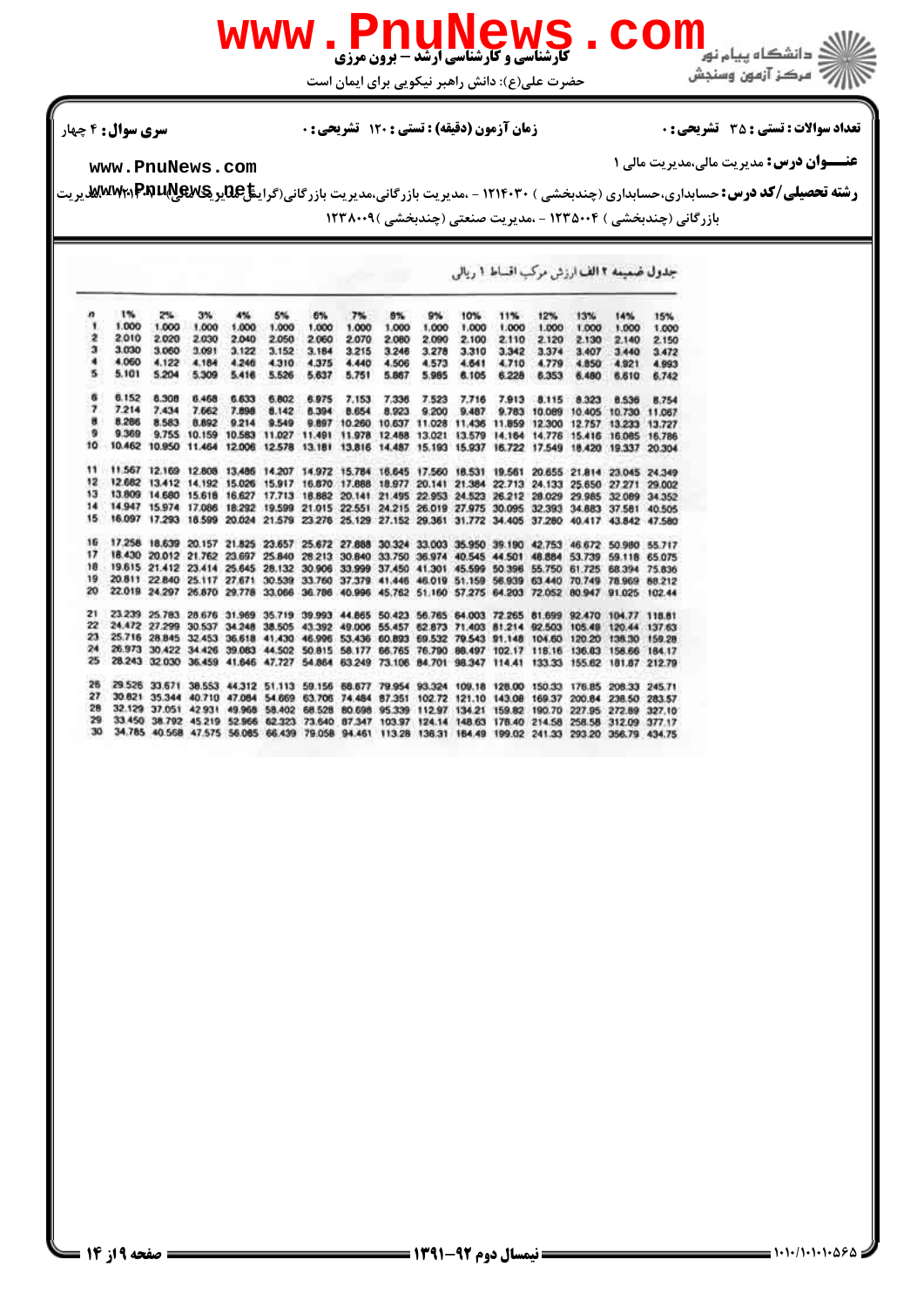**سری سوال :** ۴ چهار

**زمان آزمون (دقیقه) : تستی :** ۱۲۰ **تشریحی :** ۰

**تعداد سوالات : تستی :** ۳۵ **تشریحی :** ۰

**عنـــوان درس :** مدیریت مالی،مدیریت مالی ۱

**رشته تحصیلی/کد درس :** حسابداری،حسابداری (چندبخشی ) ۱۲۱۴۰۳۰ - ،مدیریت بازرگانی،مدیریت بازرگانی(گرایش مالی)،مدیریت بازرگانی (چندبخشی ) ۱۲۳۵۰۰۴ - ،مدیریت صنعتی (چندبخشی )۱۲۳۸۰۰۹

جدول ضمیمه ۲ الف ارزش مرکب اقساط ۱ ریالی

| n | 1% | 2% | 3% | 4% | 5% | 6% | 7% | 8% | 9% | 10% | 11% | 12% | 13% | 14% | 15% |
|---|---|---|---|---|---|---|---|---|---|---|---|---|---|---|---|
| 1 | 1.000 | 1.000 | 1.000 | 1.000 | 1.000 | 1.000 | 1.000 | 1.000 | 1.000 | 1.000 | 1.000 | 1.000 | 1.000 | 1.000 | 1.000 |
| 2 | 2.010 | 2.020 | 2.030 | 2.040 | 2.050 | 2.060 | 2.070 | 2.080 | 2.090 | 2.100 | 2.110 | 2.120 | 2.130 | 2.140 | 2.150 |
| 3 | 3.030 | 3.060 | 3.091 | 3.122 | 3.152 | 3.184 | 3.215 | 3.246 | 3.278 | 3.310 | 3.342 | 3.374 | 3.407 | 3.440 | 3.472 |
| 4 | 4.060 | 4.122 | 4.184 | 4.246 | 4.310 | 4.375 | 4.440 | 4.506 | 4.573 | 4.641 | 4.710 | 4.779 | 4.850 | 4.921 | 4.993 |
| 5 | 5.101 | 5.204 | 5.309 | 5.416 | 5.526 | 5.637 | 5.751 | 5.867 | 5.985 | 6.105 | 6.228 | 6.353 | 6.480 | 6.610 | 6.742 |
| 6 | 6.152 | 6.308 | 6.468 | 6.633 | 6.802 | 6.975 | 7.153 | 7.336 | 7.523 | 7.716 | 7.913 | 8.115 | 8.323 | 8.536 | 8.754 |
| 7 | 7.214 | 7.434 | 7.662 | 7.898 | 8.142 | 8.394 | 8.654 | 8.923 | 9.200 | 9.487 | 9.783 | 10.089 | 10.405 | 10.730 | 11.067 |
| 8 | 8.286 | 8.583 | 8.892 | 9.214 | 9.549 | 9.897 | 10.260 | 10.637 | 11.028 | 11.436 | 11.859 | 12.300 | 12.757 | 13.233 | 13.727 |
| 9 | 9.369 | 9.755 | 10.159 | 10.583 | 11.027 | 11.491 | 11.978 | 12.488 | 13.021 | 13.579 | 14.164 | 14.776 | 15.416 | 16.085 | 16.786 |
| 10 | 10.462 | 10.950 | 11.464 | 12.006 | 12.578 | 13.181 | 13.816 | 14.487 | 15.193 | 15.937 | 16.722 | 17.549 | 18.420 | 19.337 | 20.304 |
| 11 | 11.567 | 12.169 | 12.808 | 13.486 | 14.207 | 14.972 | 15.784 | 16.645 | 17.560 | 18.531 | 19.561 | 20.655 | 21.814 | 23.045 | 24.349 |
| 12 | 12.682 | 13.412 | 14.192 | 15.026 | 15.917 | 16.870 | 17.888 | 18.977 | 20.141 | 21.384 | 22.713 | 24.133 | 25.650 | 27.271 | 29.002 |
| 13 | 13.809 | 14.680 | 15.618 | 16.627 | 17.713 | 18.882 | 20.141 | 21.495 | 22.953 | 24.523 | 26.212 | 28.029 | 29.985 | 32.089 | 34.352 |
| 14 | 14.947 | 15.974 | 17.086 | 18.292 | 19.599 | 21.015 | 22.551 | 24.215 | 26.019 | 27.975 | 30.095 | 32.393 | 34.883 | 37.581 | 40.505 |
| 15 | 16.097 | 17.293 | 18.599 | 20.024 | 21.579 | 23.276 | 25.129 | 27.152 | 29.361 | 31.772 | 34.405 | 37.280 | 40.417 | 43.842 | 47.580 |
| 16 | 17.258 | 18.639 | 20.157 | 21.825 | 23.657 | 25.672 | 27.888 | 30.324 | 33.003 | 35.950 | 39.190 | 42.753 | 46.672 | 50.980 | 55.717 |
| 17 | 18.430 | 20.012 | 21.762 | 23.697 | 25.840 | 28.213 | 30.840 | 33.750 | 36.974 | 40.545 | 44.501 | 48.884 | 53.739 | 59.118 | 65.075 |
| 18 | 19.615 | 21.412 | 23.414 | 25.645 | 28.132 | 30.906 | 33.999 | 37.450 | 41.301 | 45.599 | 50.396 | 55.750 | 61.725 | 68.394 | 75.836 |
| 19 | 20.811 | 22.840 | 25.117 | 27.671 | 30.539 | 33.760 | 37.379 | 41.446 | 46.019 | 51.159 | 56.939 | 63.440 | 70.749 | 78.969 | 88.212 |
| 20 | 22.019 | 24.297 | 26.870 | 29.778 | 33.066 | 36.786 | 40.996 | 45.762 | 51.160 | 57.275 | 64.203 | 72.052 | 80.947 | 91.025 | 102.44 |
| 21 | 23.239 | 25.783 | 28.676 | 31.969 | 35.719 | 39.993 | 44.865 | 50.423 | 56.765 | 64.003 | 72.265 | 81.699 | 92.470 | 104.77 | 118.81 |
| 22 | 24.472 | 27.299 | 30.537 | 34.248 | 38.505 | 43.392 | 49.006 | 55.457 | 62.873 | 71.403 | 81.214 | 92.503 | 105.49 | 120.44 | 137.63 |
| 23 | 25.716 | 28.845 | 32.453 | 36.618 | 41.430 | 46.996 | 53.436 | 60.893 | 69.532 | 79.543 | 91.148 | 104.60 | 120.20 | 138.30 | 159.28 |
| 24 | 26.973 | 30.422 | 34.426 | 39.083 | 44.502 | 50.815 | 58.177 | 66.765 | 76.790 | 88.497 | 102.17 | 118.16 | 136.83 | 158.66 | 184.17 |
| 25 | 28.243 | 32.030 | 36.459 | 41.646 | 47.727 | 54.864 | 63.249 | 73.106 | 84.701 | 98.347 | 114.41 | 133.33 | 155.62 | 181.87 | 212.79 |
| 26 | 29.526 | 33.671 | 38.553 | 44.312 | 51.113 | 59.156 | 68.677 | 79.954 | 93.324 | 109.18 | 128.00 | 150.33 | 176.85 | 208.33 | 245.71 |
| 27 | 30.821 | 35.344 | 40.710 | 47.084 | 54.669 | 63.706 | 74.484 | 87.351 | 102.72 | 121.10 | 143.08 | 169.37 | 200.84 | 238.50 | 283.57 |
| 28 | 32.129 | 37.051 | 42.931 | 49.968 | 58.402 | 68.528 | 80.698 | 95.339 | 112.97 | 134.21 | 159.82 | 190.70 | 227.95 | 272.89 | 327.10 |
| 29 | 33.450 | 38.792 | 45.219 | 52.966 | 62.323 | 73.640 | 87.347 | 103.97 | 124.14 | 148.63 | 178.40 | 214.58 | 258.58 | 312.09 | 377.17 |
| 30 | 34.785 | 40.568 | 47.575 | 56.085 | 66.439 | 79.058 | 94.461 | 113.28 | 136.31 | 164.49 | 199.02 | 241.33 | 293.20 | 356.79 | 434.75 |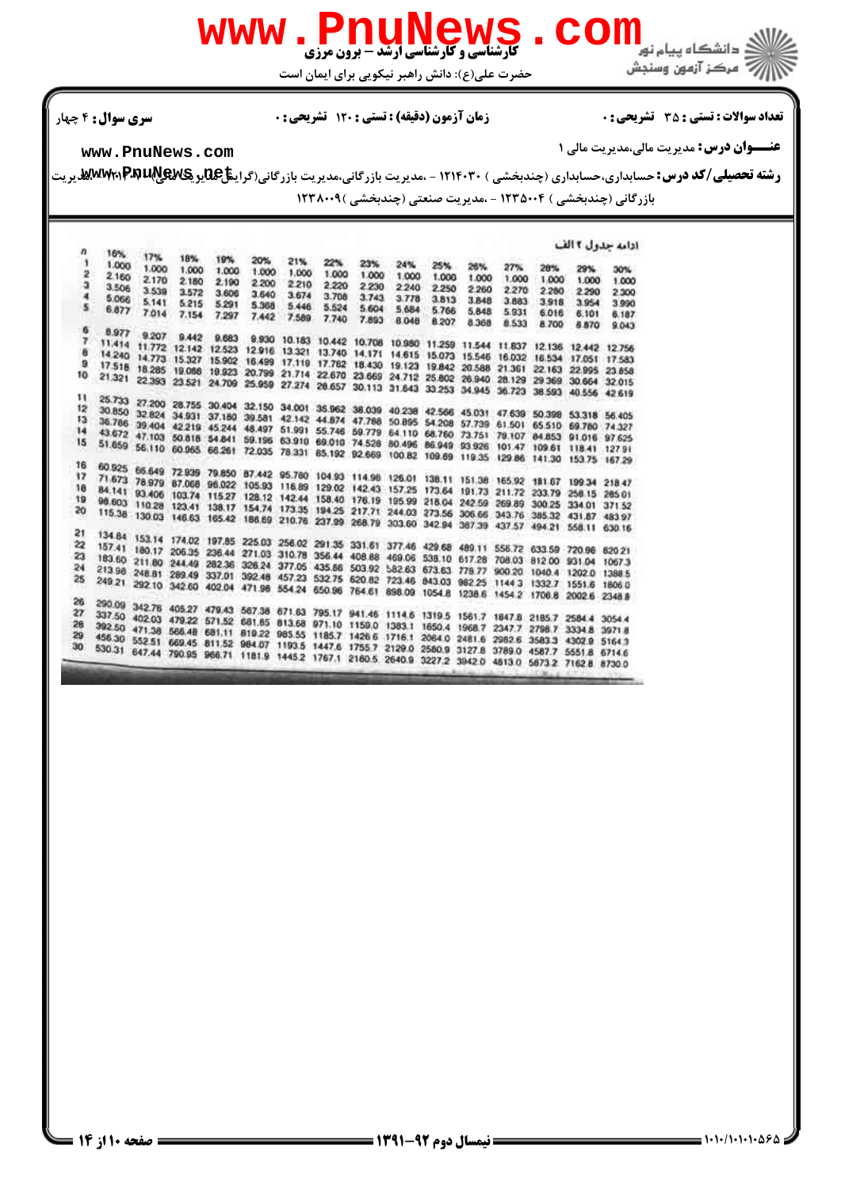**سری سوال:** ۴ چهار

**زمان آزمون (دقیقه) : تستی :** ۱۲۰ **تشریحی :** ۰

**تعداد سوالات : تستی :** ۳۵ **تشریحی :** ۰

**عنـــوان درس:** مدیریت مالی،مدیریت مالی ۱

**رشته تحصیلی/کد درس:** حسابداری،حسابداری (چندبخشی ) ۱۲۱۴۰۳۰ - ،مدیریت بازرگانی،مدیریت بازرگانی(گرایش مالی)،مدیریت بازرگانی (چندبخشی ) ۱۲۳۵۰۰۴ - ،مدیریت صنعتی (چندبخشی )۱۲۳۸۰۰۹

ادامه جدول ۲ الف

| n | 16% | 17% | 18% | 19% | 20% | 21% | 22% | 23% | 24% | 25% | 26% | 27% | 28% | 29% | 30% |
|---|---|---|---|---|---|---|---|---|---|---|---|---|---|---|---|
| 1 | 1.000 | 1.000 | 1.000 | 1.000 | 1.000 | 1.000 | 1.000 | 1.000 | 1.000 | 1.000 | 1.000 | 1.000 | 1.000 | 1.000 | 1.000 |
| 2 | 2.160 | 2.170 | 2.180 | 2.190 | 2.200 | 2.210 | 2.220 | 2.230 | 2.240 | 2.250 | 2.260 | 2.270 | 2.280 | 2.290 | 2.300 |
| 3 | 3.506 | 3.539 | 3.572 | 3.606 | 3.640 | 3.674 | 3.708 | 3.743 | 3.778 | 3.813 | 3.848 | 3.883 | 3.918 | 3.954 | 3.990 |
| 4 | 5.066 | 5.141 | 5.215 | 5.291 | 5.368 | 5.446 | 5.524 | 5.604 | 5.684 | 5.766 | 5.848 | 5.931 | 6.016 | 6.101 | 6.187 |
| 5 | 6.877 | 7.014 | 7.154 | 7.297 | 7.442 | 7.589 | 7.740 | 7.893 | 8.048 | 8.207 | 8.368 | 8.533 | 8.700 | 8.870 | 9.043 |
| 6 | 8.977 | 9.207 | 9.442 | 9.683 | 9.930 | 10.183 | 10.442 | 10.708 | 10.980 | 11.259 | 11.544 | 11.837 | 12.136 | 12.442 | 12.756 |
| 7 | 11.414 | 11.772 | 12.142 | 12.523 | 12.916 | 13.321 | 13.740 | 14.171 | 14.615 | 15.073 | 15.546 | 16.032 | 16.534 | 17.051 | 17.583 |
| 8 | 14.240 | 14.773 | 15.327 | 15.902 | 16.499 | 17.119 | 17.762 | 18.430 | 19.123 | 19.842 | 20.588 | 21.361 | 22.163 | 22.995 | 23.858 |
| 9 | 17.518 | 18.285 | 19.086 | 19.923 | 20.799 | 21.714 | 22.670 | 23.669 | 24.712 | 25.802 | 26.940 | 28.129 | 29.369 | 30.664 | 32.015 |
| 10 | 21.321 | 22.393 | 23.521 | 24.709 | 25.959 | 27.274 | 28.657 | 30.113 | 31.643 | 33.253 | 34.945 | 36.723 | 38.593 | 40.556 | 42.619 |
| 11 | 25.733 | 27.200 | 28.755 | 30.404 | 32.150 | 34.001 | 35.962 | 38.039 | 40.238 | 42.566 | 45.031 | 47.639 | 50.398 | 53.318 | 56.405 |
| 12 | 30.850 | 32.824 | 34.931 | 37.180 | 39.581 | 42.142 | 44.874 | 47.788 | 50.895 | 54.208 | 57.739 | 61.501 | 65.510 | 69.780 | 74.327 |
| 13 | 36.786 | 39.404 | 42.219 | 45.244 | 48.497 | 51.991 | 55.746 | 59.779 | 64.110 | 68.760 | 73.751 | 79.107 | 84.853 | 91.016 | 97.625 |
| 14 | 43.672 | 47.103 | 50.818 | 54.841 | 59.196 | 63.910 | 69.010 | 74.528 | 80.496 | 86.949 | 93.926 | 101.47 | 109.61 | 118.41 | 127.91 |
| 15 | 51.659 | 56.110 | 60.965 | 66.261 | 72.035 | 78.331 | 85.192 | 92.669 | 100.82 | 109.69 | 119.35 | 129.86 | 141.30 | 153.75 | 167.29 |
| 16 | 60.925 | 66.649 | 72.939 | 79.850 | 87.442 | 95.780 | 104.93 | 114.98 | 126.01 | 138.11 | 151.38 | 165.92 | 181.07 | 199.34 | 218.47 |
| 17 | 71.673 | 78.979 | 87.068 | 96.022 | 105.93 | 116.89 | 129.02 | 142.43 | 157.25 | 173.64 | 191.73 | 211.72 | 233.79 | 258.15 | 285.01 |
| 18 | 84.141 | 93.406 | 103.74 | 115.27 | 128.12 | 142.44 | 158.40 | 176.19 | 195.99 | 218.04 | 242.59 | 269.89 | 300.25 | 334.01 | 371.52 |
| 19 | 98.603 | 110.28 | 123.41 | 138.17 | 154.74 | 173.35 | 194.25 | 217.71 | 244.03 | 273.56 | 306.66 | 343.76 | 385.32 | 431.87 | 483.97 |
| 20 | 115.38 | 130.03 | 146.63 | 165.42 | 186.69 | 210.76 | 237.99 | 268.79 | 303.60 | 342.94 | 387.39 | 437.57 | 494.21 | 558.11 | 630.16 |
| 21 | 134.84 | 153.14 | 174.02 | 197.85 | 225.03 | 256.02 | 291.35 | 331.61 | 377.46 | 429.68 | 489.11 | 556.72 | 633.59 | 720.96 | 820.21 |
| 22 | 157.41 | 180.17 | 206.35 | 236.44 | 271.03 | 310.78 | 356.44 | 408.88 | 469.06 | 538.10 | 617.28 | 708.03 | 812.00 | 931.04 | 1067.3 |
| 23 | 183.60 | 211.80 | 244.49 | 282.36 | 326.24 | 377.05 | 435.86 | 503.92 | 582.63 | 673.63 | 778.77 | 900.20 | 1040.4 | 1202.0 | 1388.5 |
| 24 | 213.98 | 248.81 | 289.49 | 337.01 | 392.48 | 457.23 | 532.75 | 620.82 | 723.46 | 843.03 | 982.25 | 1144.3 | 1332.7 | 1551.6 | 1806.0 |
| 25 | 249.21 | 292.10 | 342.60 | 402.04 | 471.98 | 554.24 | 650.96 | 764.61 | 898.09 | 1054.8 | 1238.6 | 1454.2 | 1706.8 | 2002.6 | 2348.8 |
| 26 | 290.09 | 342.76 | 405.27 | 479.43 | 567.38 | 671.63 | 795.17 | 941.46 | 1114.6 | 1319.5 | 1561.7 | 1847.8 | 2185.7 | 2584.4 | 3054.4 |
| 27 | 337.50 | 402.03 | 479.22 | 571.52 | 681.85 | 813.68 | 971.10 | 1159.0 | 1383.1 | 1650.4 | 1968.7 | 2347.7 | 2798.7 | 3334.8 | 3971.8 |
| 28 | 392.50 | 471.38 | 566.48 | 681.11 | 819.22 | 985.55 | 1185.7 | 1426.6 | 1716.1 | 2064.0 | 2481.6 | 2982.6 | 3583.3 | 4302.9 | 5164.3 |
| 29 | 456.30 | 552.51 | 669.45 | 811.52 | 984.07 | 1193.5 | 1447.6 | 1755.7 | 2129.0 | 2580.9 | 3127.8 | 3789.0 | 4587.7 | 5551.8 | 6714.6 |
| 30 | 530.31 | 647.44 | 790.95 | 966.71 | 1181.9 | 1445.2 | 1767.1 | 2160.5 | 2640.9 | 3227.2 | 3942.0 | 4813.0 | 5873.2 | 7162.8 | 8730.0 |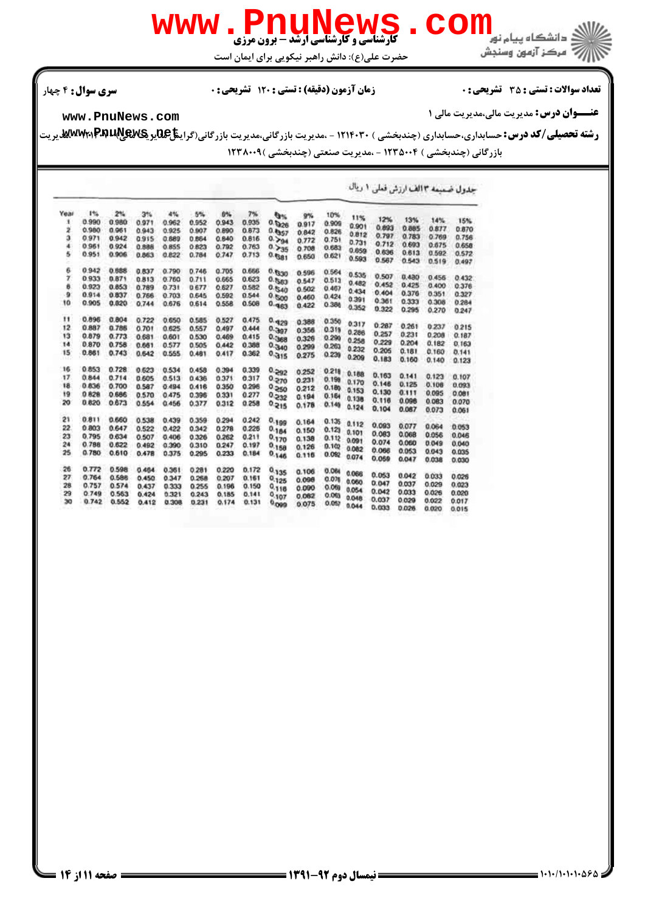سری سوال: ۴ چهار

زمان آزمون (دقیقه): تستی: ۱۲۰ تشریحی: ۰

تعداد سوالات: تستی: ۳۵ تشریحی: ۰

**عنــوان درس:** مدیریت مالی،مدیریت مالی ۱

**رشته تحصیلی/کد درس:** حسابداری،حسابداری (چندبخشی ) ۱۲۱۴۰۳۰ - ،مدیریت بازرگانی،مدیریت بازرگانی(گرایش مالی)،مدیریت بازرگانی (چندبخشی ) ۱۲۳۵۰۰۴ - ،مدیریت صنعتی (چندبخشی )۱۲۳۸۰۰۹

جدول ضمیمه ۳الف ارزش فعلی ۱ ریال

| Year | 1% | 2% | 3% | 4% | 5% | 6% | 7% | 8% | 9% | 10% | 11% | 12% | 13% | 14% | 15% |
|---|---|---|---|---|---|---|---|---|---|---|---|---|---|---|---|
| 1 | 0.990 | 0.980 | 0.971 | 0.962 | 0.952 | 0.943 | 0.935 | 0.926 | 0.917 | 0.909 | 0.901 | 0.893 | 0.885 | 0.877 | 0.870 |
| 2 | 0.980 | 0.961 | 0.943 | 0.925 | 0.907 | 0.890 | 0.873 | 0.857 | 0.842 | 0.826 | 0.812 | 0.797 | 0.783 | 0.769 | 0.756 |
| 3 | 0.971 | 0.942 | 0.915 | 0.889 | 0.864 | 0.840 | 0.816 | 0.794 | 0.772 | 0.751 | 0.731 | 0.712 | 0.693 | 0.675 | 0.658 |
| 4 | 0.961 | 0.924 | 0.888 | 0.855 | 0.823 | 0.792 | 0.763 | 0.735 | 0.708 | 0.683 | 0.659 | 0.636 | 0.613 | 0.592 | 0.572 |
| 5 | 0.951 | 0.906 | 0.863 | 0.822 | 0.784 | 0.747 | 0.713 | 0.681 | 0.650 | 0.621 | 0.593 | 0.567 | 0.543 | 0.519 | 0.497 |
| 6 | 0.942 | 0.888 | 0.837 | 0.790 | 0.746 | 0.705 | 0.666 | 0.630 | 0.596 | 0.564 | 0.535 | 0.507 | 0.480 | 0.456 | 0.432 |
| 7 | 0.933 | 0.871 | 0.813 | 0.760 | 0.711 | 0.665 | 0.623 | 0.583 | 0.547 | 0.513 | 0.482 | 0.452 | 0.425 | 0.400 | 0.376 |
| 8 | 0.923 | 0.853 | 0.789 | 0.731 | 0.677 | 0.627 | 0.582 | 0.540 | 0.502 | 0.467 | 0.434 | 0.404 | 0.376 | 0.351 | 0.327 |
| 9 | 0.914 | 0.837 | 0.766 | 0.703 | 0.645 | 0.592 | 0.544 | 0.500 | 0.460 | 0.424 | 0.391 | 0.361 | 0.333 | 0.308 | 0.284 |
| 10 | 0.905 | 0.820 | 0.744 | 0.676 | 0.614 | 0.558 | 0.508 | 0.463 | 0.422 | 0.386 | 0.352 | 0.322 | 0.295 | 0.270 | 0.247 |
| 11 | 0.896 | 0.804 | 0.722 | 0.650 | 0.585 | 0.527 | 0.475 | 0.429 | 0.388 | 0.350 | 0.317 | 0.287 | 0.261 | 0.237 | 0.215 |
| 12 | 0.887 | 0.788 | 0.701 | 0.625 | 0.557 | 0.497 | 0.444 | 0.397 | 0.356 | 0.319 | 0.286 | 0.257 | 0.231 | 0.208 | 0.187 |
| 13 | 0.879 | 0.773 | 0.681 | 0.601 | 0.530 | 0.469 | 0.415 | 0.368 | 0.326 | 0.290 | 0.258 | 0.229 | 0.204 | 0.182 | 0.163 |
| 14 | 0.870 | 0.758 | 0.661 | 0.577 | 0.505 | 0.442 | 0.388 | 0.340 | 0.299 | 0.263 | 0.232 | 0.205 | 0.181 | 0.160 | 0.141 |
| 15 | 0.861 | 0.743 | 0.642 | 0.555 | 0.481 | 0.417 | 0.362 | 0.315 | 0.275 | 0.239 | 0.209 | 0.183 | 0.160 | 0.140 | 0.123 |
| 16 | 0.853 | 0.728 | 0.623 | 0.534 | 0.458 | 0.394 | 0.339 | 0.292 | 0.252 | 0.218 | 0.188 | 0.163 | 0.141 | 0.123 | 0.107 |
| 17 | 0.844 | 0.714 | 0.605 | 0.513 | 0.436 | 0.371 | 0.317 | 0.270 | 0.231 | 0.198 | 0.170 | 0.146 | 0.125 | 0.108 | 0.093 |
| 18 | 0.836 | 0.700 | 0.587 | 0.494 | 0.416 | 0.350 | 0.296 | 0.250 | 0.212 | 0.180 | 0.153 | 0.130 | 0.111 | 0.095 | 0.081 |
| 19 | 0.828 | 0.686 | 0.570 | 0.475 | 0.396 | 0.331 | 0.277 | 0.232 | 0.194 | 0.164 | 0.138 | 0.116 | 0.098 | 0.083 | 0.070 |
| 20 | 0.820 | 0.673 | 0.554 | 0.456 | 0.377 | 0.312 | 0.258 | 0.215 | 0.178 | 0.149 | 0.124 | 0.104 | 0.087 | 0.073 | 0.061 |
| 21 | 0.811 | 0.660 | 0.538 | 0.439 | 0.359 | 0.294 | 0.242 | 0.199 | 0.164 | 0.135 | 0.112 | 0.093 | 0.077 | 0.064 | 0.053 |
| 22 | 0.803 | 0.647 | 0.522 | 0.422 | 0.342 | 0.278 | 0.226 | 0.184 | 0.150 | 0.123 | 0.101 | 0.083 | 0.068 | 0.056 | 0.046 |
| 23 | 0.795 | 0.634 | 0.507 | 0.406 | 0.326 | 0.262 | 0.211 | 0.170 | 0.138 | 0.112 | 0.091 | 0.074 | 0.060 | 0.049 | 0.040 |
| 24 | 0.788 | 0.622 | 0.492 | 0.390 | 0.310 | 0.247 | 0.197 | 0.158 | 0.126 | 0.102 | 0.082 | 0.066 | 0.053 | 0.043 | 0.035 |
| 25 | 0.780 | 0.610 | 0.478 | 0.375 | 0.295 | 0.233 | 0.184 | 0.146 | 0.116 | 0.092 | 0.074 | 0.059 | 0.047 | 0.038 | 0.030 |
| 26 | 0.772 | 0.598 | 0.464 | 0.361 | 0.281 | 0.220 | 0.172 | 0.135 | 0.106 | 0.084 | 0.066 | 0.053 | 0.042 | 0.033 | 0.026 |
| 27 | 0.764 | 0.586 | 0.450 | 0.347 | 0.268 | 0.207 | 0.161 | 0.125 | 0.098 | 0.076 | 0.060 | 0.047 | 0.037 | 0.029 | 0.023 |
| 28 | 0.757 | 0.574 | 0.437 | 0.333 | 0.255 | 0.196 | 0.150 | 0.116 | 0.090 | 0.069 | 0.054 | 0.042 | 0.033 | 0.026 | 0.020 |
| 29 | 0.749 | 0.563 | 0.424 | 0.321 | 0.243 | 0.185 | 0.141 | 0.107 | 0.082 | 0.063 | 0.048 | 0.037 | 0.029 | 0.022 | 0.017 |
| 30 | 0.742 | 0.552 | 0.412 | 0.308 | 0.231 | 0.174 | 0.131 | 0.099 | 0.075 | 0.057 | 0.044 | 0.033 | 0.026 | 0.020 | 0.015 |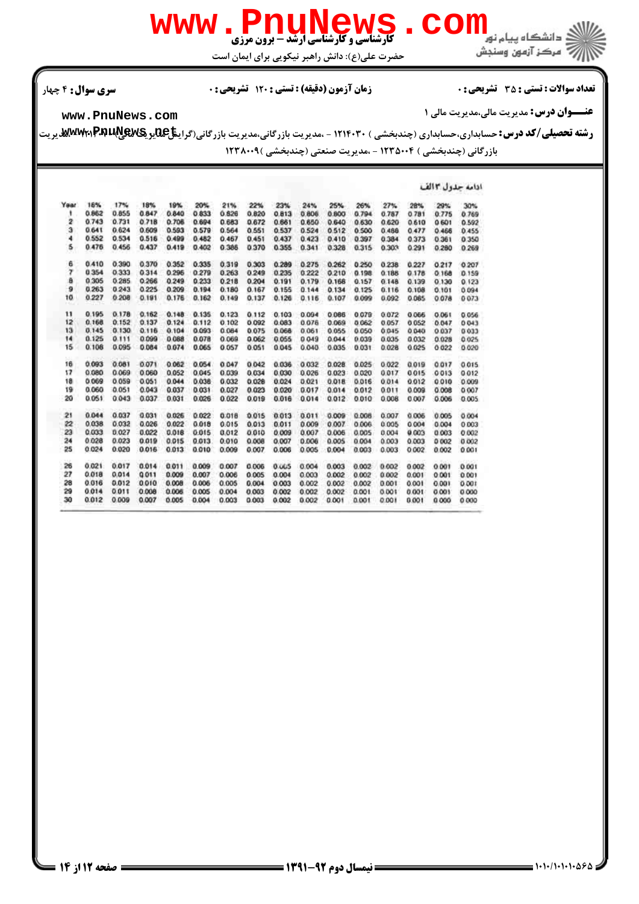ادامه جدول ۳ الف

| Year | 16% | 17% | 18% | 19% | 20% | 21% | 22% | 23% | 24% | 25% | 26% | 27% | 28% | 29% | 30% |
|---|---|---|---|---|---|---|---|---|---|---|---|---|---|---|---|
| 1 | 0.862 | 0.855 | 0.847 | 0.840 | 0.833 | 0.826 | 0.820 | 0.813 | 0.806 | 0.800 | 0.794 | 0.787 | 0.781 | 0.775 | 0.769 |
| 2 | 0.743 | 0.731 | 0.718 | 0.706 | 0.694 | 0.683 | 0.672 | 0.661 | 0.650 | 0.640 | 0.630 | 0.620 | 0.610 | 0.601 | 0.592 |
| 3 | 0.641 | 0.624 | 0.609 | 0.593 | 0.579 | 0.564 | 0.551 | 0.537 | 0.524 | 0.512 | 0.500 | 0.488 | 0.477 | 0.466 | 0.455 |
| 4 | 0.552 | 0.534 | 0.516 | 0.499 | 0.482 | 0.467 | 0.451 | 0.437 | 0.423 | 0.410 | 0.397 | 0.384 | 0.373 | 0.361 | 0.350 |
| 5 | 0.476 | 0.456 | 0.437 | 0.419 | 0.402 | 0.386 | 0.370 | 0.355 | 0.341 | 0.328 | 0.315 | 0.303 | 0.291 | 0.280 | 0.269 |
| 6 | 0.410 | 0.390 | 0.370 | 0.352 | 0.335 | 0.319 | 0.303 | 0.289 | 0.275 | 0.262 | 0.250 | 0.238 | 0.227 | 0.217 | 0.207 |
| 7 | 0.354 | 0.333 | 0.314 | 0.296 | 0.279 | 0.263 | 0.249 | 0.235 | 0.222 | 0.210 | 0.198 | 0.188 | 0.178 | 0.168 | 0.159 |
| 8 | 0.305 | 0.285 | 0.266 | 0.249 | 0.233 | 0.218 | 0.204 | 0.191 | 0.179 | 0.168 | 0.157 | 0.148 | 0.139 | 0.130 | 0.123 |
| 9 | 0.263 | 0.243 | 0.225 | 0.209 | 0.194 | 0.180 | 0.167 | 0.155 | 0.144 | 0.134 | 0.125 | 0.116 | 0.108 | 0.101 | 0.094 |
| 10 | 0.227 | 0.208 | 0.191 | 0.176 | 0.162 | 0.149 | 0.137 | 0.126 | 0.116 | 0.107 | 0.099 | 0.092 | 0.085 | 0.078 | 0.073 |
| 11 | 0.195 | 0.178 | 0.162 | 0.148 | 0.135 | 0.123 | 0.112 | 0.103 | 0.094 | 0.086 | 0.079 | 0.072 | 0.066 | 0.061 | 0.056 |
| 12 | 0.168 | 0.152 | 0.137 | 0.124 | 0.112 | 0.102 | 0.092 | 0.083 | 0.076 | 0.069 | 0.062 | 0.057 | 0.052 | 0.047 | 0.043 |
| 13 | 0.145 | 0.130 | 0.116 | 0.104 | 0.093 | 0.084 | 0.075 | 0.068 | 0.061 | 0.055 | 0.050 | 0.045 | 0.040 | 0.037 | 0.033 |
| 14 | 0.125 | 0.111 | 0.099 | 0.088 | 0.078 | 0.069 | 0.062 | 0.055 | 0.049 | 0.044 | 0.039 | 0.035 | 0.032 | 0.028 | 0.025 |
| 15 | 0.108 | 0.095 | 0.084 | 0.074 | 0.065 | 0.057 | 0.051 | 0.045 | 0.040 | 0.035 | 0.031 | 0.028 | 0.025 | 0.022 | 0.020 |
| 16 | 0.093 | 0.081 | 0.071 | 0.062 | 0.054 | 0.047 | 0.042 | 0.036 | 0.032 | 0.028 | 0.025 | 0.022 | 0.019 | 0.017 | 0.015 |
| 17 | 0.080 | 0.069 | 0.060 | 0.052 | 0.045 | 0.039 | 0.034 | 0.030 | 0.026 | 0.023 | 0.020 | 0.017 | 0.015 | 0.013 | 0.012 |
| 18 | 0.069 | 0.059 | 0.051 | 0.044 | 0.038 | 0.032 | 0.028 | 0.024 | 0.021 | 0.018 | 0.016 | 0.014 | 0.012 | 0.010 | 0.009 |
| 19 | 0.060 | 0.051 | 0.043 | 0.037 | 0.031 | 0.027 | 0.023 | 0.020 | 0.017 | 0.014 | 0.012 | 0.011 | 0.009 | 0.008 | 0.007 |
| 20 | 0.051 | 0.043 | 0.037 | 0.031 | 0.026 | 0.022 | 0.019 | 0.016 | 0.014 | 0.012 | 0.010 | 0.008 | 0.007 | 0.006 | 0.005 |
| 21 | 0.044 | 0.037 | 0.031 | 0.026 | 0.022 | 0.018 | 0.015 | 0.013 | 0.011 | 0.009 | 0.008 | 0.007 | 0.006 | 0.005 | 0.004 |
| 22 | 0.038 | 0.032 | 0.026 | 0.022 | 0.018 | 0.015 | 0.013 | 0.011 | 0.009 | 0.007 | 0.006 | 0.005 | 0.004 | 0.004 | 0.003 |
| 23 | 0.033 | 0.027 | 0.022 | 0.018 | 0.015 | 0.012 | 0.010 | 0.009 | 0.007 | 0.006 | 0.005 | 0.004 | 0.003 | 0.003 | 0.002 |
| 24 | 0.028 | 0.023 | 0.019 | 0.015 | 0.013 | 0.010 | 0.008 | 0.007 | 0.006 | 0.005 | 0.004 | 0.003 | 0.003 | 0.002 | 0.002 |
| 25 | 0.024 | 0.020 | 0.016 | 0.013 | 0.010 | 0.009 | 0.007 | 0.006 | 0.005 | 0.004 | 0.003 | 0.003 | 0.002 | 0.002 | 0.001 |
| 26 | 0.021 | 0.017 | 0.014 | 0.011 | 0.009 | 0.007 | 0.006 | 0.005 | 0.004 | 0.003 | 0.002 | 0.002 | 0.002 | 0.001 | 0.001 |
| 27 | 0.018 | 0.014 | 0.011 | 0.009 | 0.007 | 0.006 | 0.005 | 0.004 | 0.003 | 0.002 | 0.002 | 0.002 | 0.001 | 0.001 | 0.001 |
| 28 | 0.016 | 0.012 | 0.010 | 0.008 | 0.006 | 0.005 | 0.004 | 0.003 | 0.002 | 0.002 | 0.002 | 0.001 | 0.001 | 0.001 | 0.001 |
| 29 | 0.014 | 0.011 | 0.008 | 0.006 | 0.005 | 0.004 | 0.003 | 0.002 | 0.002 | 0.002 | 0.001 | 0.001 | 0.001 | 0.001 | 0.000 |
| 30 | 0.012 | 0.009 | 0.007 | 0.005 | 0.004 | 0.003 | 0.003 | 0.002 | 0.002 | 0.001 | 0.001 | 0.001 | 0.001 | 0.000 | 0.000 |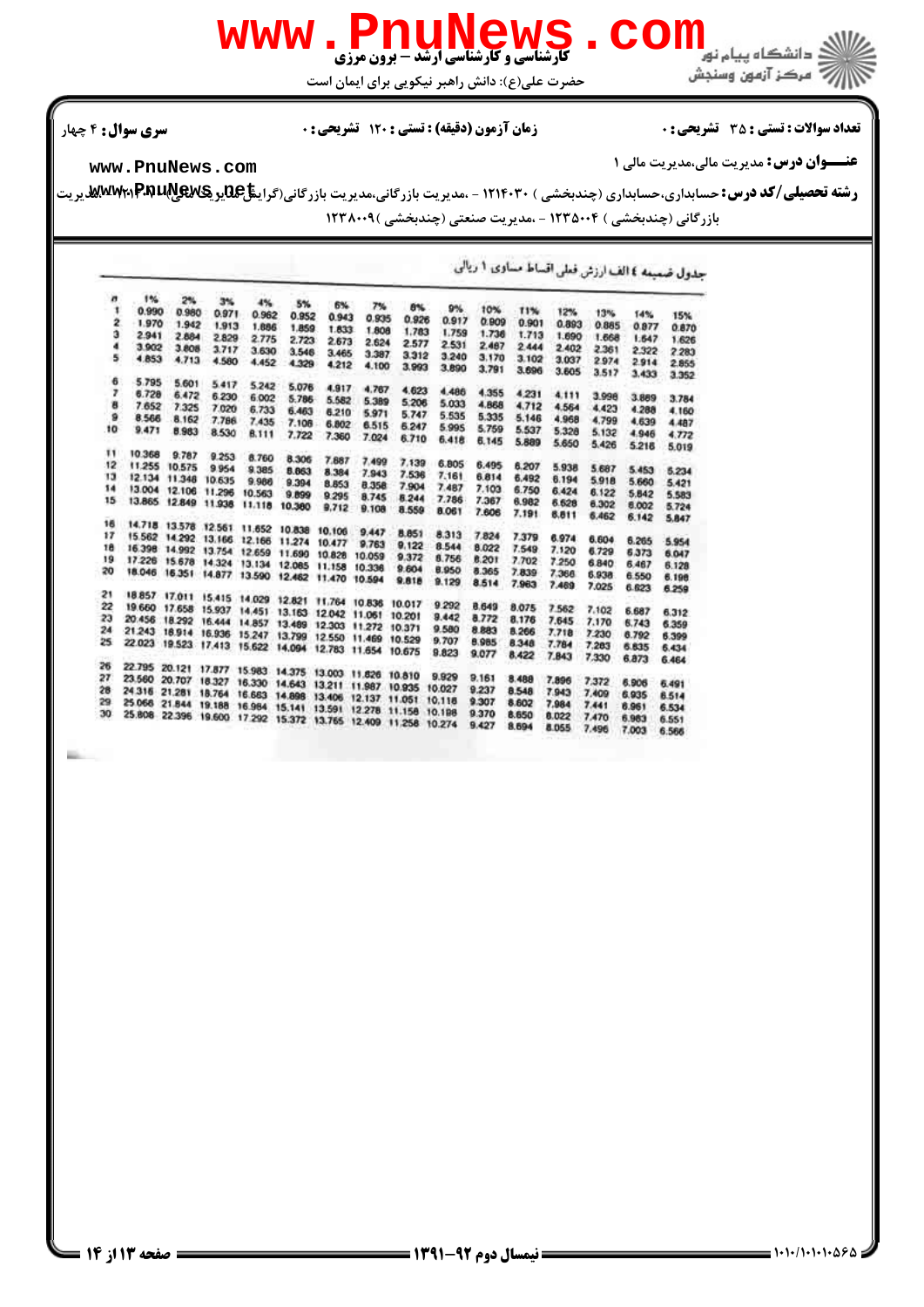**سری سوال:** ۴ چهار

**زمان آزمون (دقیقه) : تستی :** ۱۲۰ **تشریحی :** ۰

**تعداد سوالات : تستی :** ۳۵ **تشریحی :** ۰

**عنـــوان درس:** مدیریت مالی،مدیریت مالی ۱

**رشته تحصیلی/کد درس:** حسابداری،حسابداری (چندبخشی ) ۱۲۱۴۰۳۰ - ،مدیریت بازرگانی،مدیریت بازرگانی(گرایش مالی)،مدیریت بازرگانی (چندبخشی ) ۱۲۳۵۰۰۴ - ،مدیریت صنعتی (چندبخشی )۱۲۳۸۰۰۹

جدول ضمیمه ٤ الف ارزش فعلی اقساط مساوی ۱ ریالی

| n | 1% | 2% | 3% | 4% | 5% | 6% | 7% | 8% | 9% | 10% | 11% | 12% | 13% | 14% | 15% |
|---|---|---|---|---|---|---|---|---|---|---|---|---|---|---|---|
| 1 | 0.990 | 0.980 | 0.971 | 0.962 | 0.952 | 0.943 | 0.935 | 0.926 | 0.917 | 0.909 | 0.901 | 0.893 | 0.885 | 0.877 | 0.870 |
| 2 | 1.970 | 1.942 | 1.913 | 1.886 | 1.859 | 1.833 | 1.808 | 1.783 | 1.759 | 1.736 | 1.713 | 1.690 | 1.668 | 1.647 | 1.626 |
| 3 | 2.941 | 2.884 | 2.829 | 2.775 | 2.723 | 2.673 | 2.624 | 2.577 | 2.531 | 2.487 | 2.444 | 2.402 | 2.361 | 2.322 | 2.283 |
| 4 | 3.902 | 3.808 | 3.717 | 3.630 | 3.546 | 3.465 | 3.387 | 3.312 | 3.240 | 3.170 | 3.102 | 3.037 | 2.974 | 2.914 | 2.855 |
| 5 | 4.853 | 4.713 | 4.580 | 4.452 | 4.329 | 4.212 | 4.100 | 3.993 | 3.890 | 3.791 | 3.696 | 3.605 | 3.517 | 3.433 | 3.352 |
| 6 | 5.795 | 5.601 | 5.417 | 5.242 | 5.076 | 4.917 | 4.767 | 4.623 | 4.486 | 4.355 | 4.231 | 4.111 | 3.998 | 3.889 | 3.784 |
| 7 | 6.728 | 6.472 | 6.230 | 6.002 | 5.786 | 5.582 | 5.389 | 5.206 | 5.033 | 4.868 | 4.712 | 4.564 | 4.423 | 4.288 | 4.160 |
| 8 | 7.652 | 7.325 | 7.020 | 6.733 | 6.463 | 6.210 | 5.971 | 5.747 | 5.535 | 5.335 | 5.146 | 4.968 | 4.799 | 4.639 | 4.487 |
| 9 | 8.566 | 8.162 | 7.786 | 7.435 | 7.108 | 6.802 | 6.515 | 6.247 | 5.995 | 5.759 | 5.537 | 5.328 | 5.132 | 4.946 | 4.772 |
| 10 | 9.471 | 8.983 | 8.530 | 8.111 | 7.722 | 7.360 | 7.024 | 6.710 | 6.418 | 6.145 | 5.889 | 5.650 | 5.426 | 5.216 | 5.019 |
| 11 | 10.368 | 9.787 | 9.253 | 8.760 | 8.306 | 7.887 | 7.499 | 7.139 | 6.805 | 6.495 | 6.207 | 5.938 | 5.687 | 5.453 | 5.234 |
| 12 | 11.255 | 10.575 | 9.954 | 9.385 | 8.863 | 8.384 | 7.943 | 7.536 | 7.161 | 6.814 | 6.492 | 6.194 | 5.918 | 5.660 | 5.421 |
| 13 | 12.134 | 11.348 | 10.635 | 9.986 | 9.394 | 8.853 | 8.358 | 7.904 | 7.487 | 7.103 | 6.750 | 6.424 | 6.122 | 5.842 | 5.583 |
| 14 | 13.004 | 12.106 | 11.296 | 10.563 | 9.899 | 9.295 | 8.745 | 8.244 | 7.786 | 7.367 | 6.982 | 6.628 | 6.302 | 6.002 | 5.724 |
| 15 | 13.865 | 12.849 | 11.938 | 11.118 | 10.380 | 9.712 | 9.108 | 8.559 | 8.061 | 7.606 | 7.191 | 6.811 | 6.462 | 6.142 | 5.847 |
| 16 | 14.718 | 13.578 | 12.561 | 11.652 | 10.838 | 10.106 | 9.447 | 8.851 | 8.313 | 7.824 | 7.379 | 6.974 | 6.604 | 6.265 | 5.954 |
| 17 | 15.562 | 14.292 | 13.166 | 12.166 | 11.274 | 10.477 | 9.763 | 9.122 | 8.544 | 8.022 | 7.549 | 7.120 | 6.729 | 6.373 | 6.047 |
| 18 | 16.398 | 14.992 | 13.754 | 12.659 | 11.690 | 10.828 | 10.059 | 9.372 | 8.756 | 8.201 | 7.702 | 7.250 | 6.840 | 6.467 | 6.128 |
| 19 | 17.226 | 15.678 | 14.324 | 13.134 | 12.085 | 11.158 | 10.336 | 9.604 | 8.950 | 8.365 | 7.839 | 7.366 | 6.938 | 6.550 | 6.198 |
| 20 | 18.046 | 16.351 | 14.877 | 13.590 | 12.462 | 11.470 | 10.594 | 9.818 | 9.129 | 8.514 | 7.963 | 7.469 | 7.025 | 6.623 | 6.259 |
| 21 | 18.857 | 17.011 | 15.415 | 14.029 | 12.821 | 11.764 | 10.836 | 10.017 | 9.292 | 8.649 | 8.075 | 7.562 | 7.102 | 6.687 | 6.312 |
| 22 | 19.660 | 17.658 | 15.937 | 14.451 | 13.163 | 12.042 | 11.061 | 10.201 | 9.442 | 8.772 | 8.176 | 7.645 | 7.170 | 6.743 | 6.359 |
| 23 | 20.456 | 18.292 | 16.444 | 14.857 | 13.489 | 12.303 | 11.272 | 10.371 | 9.580 | 8.883 | 8.266 | 7.718 | 7.230 | 6.792 | 6.399 |
| 24 | 21.243 | 18.914 | 16.936 | 15.247 | 13.799 | 12.550 | 11.469 | 10.529 | 9.707 | 8.985 | 8.348 | 7.784 | 7.283 | 6.835 | 6.434 |
| 25 | 22.023 | 19.523 | 17.413 | 15.622 | 14.094 | 12.783 | 11.654 | 10.675 | 9.823 | 9.077 | 8.422 | 7.843 | 7.330 | 6.873 | 6.464 |
| 26 | 22.795 | 20.121 | 17.877 | 15.983 | 14.375 | 13.003 | 11.826 | 10.810 | 9.929 | 9.161 | 8.488 | 7.896 | 7.372 | 6.906 | 6.491 |
| 27 | 23.560 | 20.707 | 18.327 | 16.330 | 14.643 | 13.211 | 11.987 | 10.935 | 10.027 | 9.237 | 8.548 | 7.943 | 7.409 | 6.935 | 6.514 |
| 28 | 24.316 | 21.281 | 18.764 | 16.663 | 14.898 | 13.406 | 12.137 | 11.051 | 10.116 | 9.307 | 8.602 | 7.984 | 7.441 | 6.961 | 6.534 |
| 29 | 25.066 | 21.844 | 19.188 | 16.984 | 15.141 | 13.591 | 12.278 | 11.158 | 10.198 | 9.370 | 8.650 | 8.022 | 7.470 | 6.983 | 6.551 |
| 30 | 25.808 | 22.396 | 19.600 | 17.292 | 15.372 | 13.765 | 12.409 | 11.258 | 10.274 | 9.427 | 8.694 | 8.055 | 7.496 | 7.003 | 6.566 |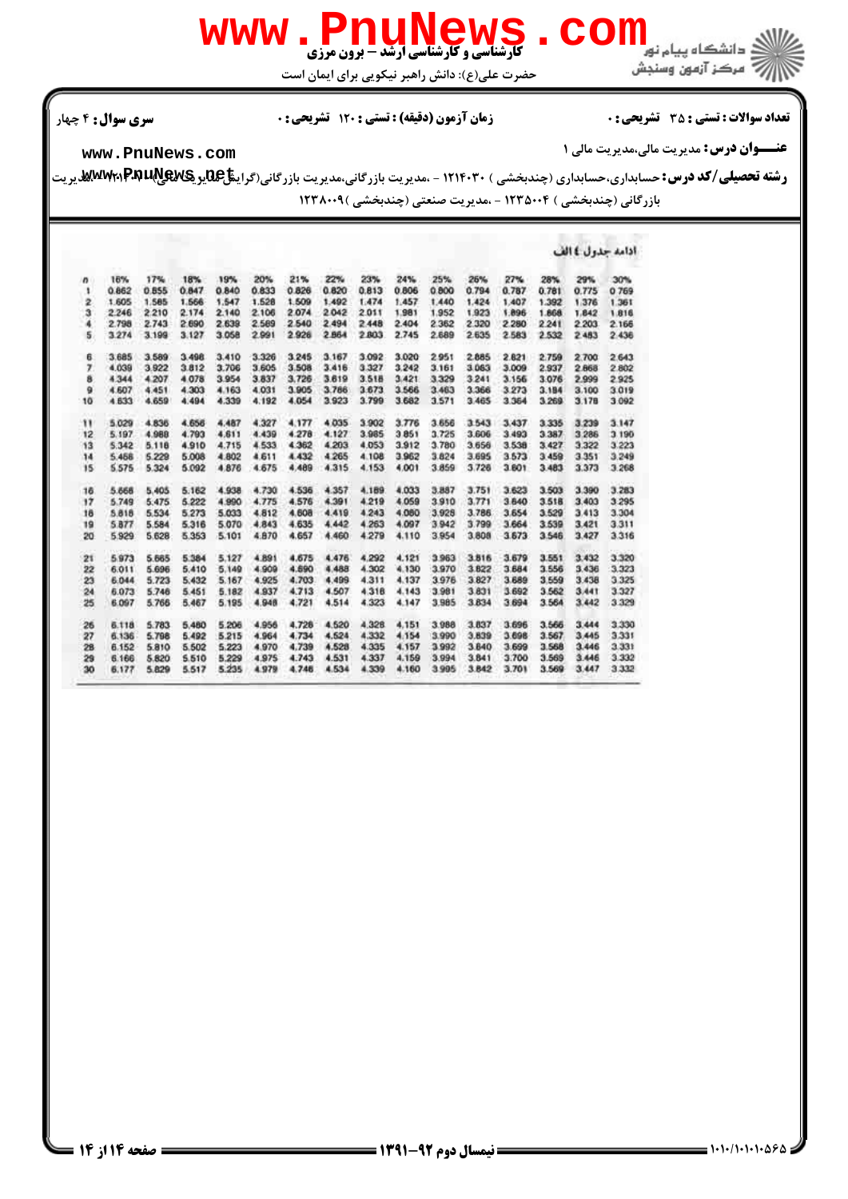ادامه جدول ٤ الف

| n | 16% | 17% | 18% | 19% | 20% | 21% | 22% | 23% | 24% | 25% | 26% | 27% | 28% | 29% | 30% |
|---|---|---|---|---|---|---|---|---|---|---|---|---|---|---|---|
| 1 | 0.862 | 0.855 | 0.847 | 0.840 | 0.833 | 0.826 | 0.820 | 0.813 | 0.806 | 0.800 | 0.794 | 0.787 | 0.781 | 0.775 | 0.769 |
| 2 | 1.605 | 1.585 | 1.566 | 1.547 | 1.528 | 1.509 | 1.492 | 1.474 | 1.457 | 1.440 | 1.424 | 1.407 | 1.392 | 1.376 | 1.361 |
| 3 | 2.246 | 2.210 | 2.174 | 2.140 | 2.106 | 2.074 | 2.042 | 2.011 | 1.981 | 1.952 | 1.923 | 1.896 | 1.868 | 1.842 | 1.816 |
| 4 | 2.798 | 2.743 | 2.690 | 2.639 | 2.589 | 2.540 | 2.494 | 2.448 | 2.404 | 2.362 | 2.320 | 2.280 | 2.241 | 2.203 | 2.166 |
| 5 | 3.274 | 3.199 | 3.127 | 3.058 | 2.991 | 2.926 | 2.864 | 2.803 | 2.745 | 2.689 | 2.635 | 2.583 | 2.532 | 2.483 | 2.436 |
| 6 | 3.685 | 3.589 | 3.498 | 3.410 | 3.326 | 3.245 | 3.167 | 3.092 | 3.020 | 2.951 | 2.885 | 2.821 | 2.759 | 2.700 | 2.643 |
| 7 | 4.039 | 3.922 | 3.812 | 3.706 | 3.605 | 3.508 | 3.416 | 3.327 | 3.242 | 3.161 | 3.083 | 3.009 | 2.937 | 2.868 | 2.802 |
| 8 | 4.344 | 4.207 | 4.078 | 3.954 | 3.837 | 3.726 | 3.619 | 3.518 | 3.421 | 3.329 | 3.241 | 3.156 | 3.076 | 2.999 | 2.925 |
| 9 | 4.607 | 4.451 | 4.303 | 4.163 | 4.031 | 3.905 | 3.786 | 3.673 | 3.566 | 3.463 | 3.366 | 3.273 | 3.184 | 3.100 | 3.019 |
| 10 | 4.833 | 4.659 | 4.494 | 4.339 | 4.192 | 4.054 | 3.923 | 3.799 | 3.682 | 3.571 | 3.465 | 3.364 | 3.269 | 3.178 | 3.092 |
| 11 | 5.029 | 4.836 | 4.656 | 4.487 | 4.327 | 4.177 | 4.035 | 3.902 | 3.776 | 3.656 | 3.543 | 3.437 | 3.335 | 3.239 | 3.147 |
| 12 | 5.197 | 4.988 | 4.793 | 4.611 | 4.439 | 4.278 | 4.127 | 3.985 | 3.851 | 3.725 | 3.606 | 3.493 | 3.387 | 3.286 | 3.190 |
| 13 | 5.342 | 5.118 | 4.910 | 4.715 | 4.533 | 4.362 | 4.203 | 4.053 | 3.912 | 3.780 | 3.656 | 3.538 | 3.427 | 3.322 | 3.223 |
| 14 | 5.468 | 5.229 | 5.008 | 4.802 | 4.611 | 4.432 | 4.265 | 4.108 | 3.962 | 3.824 | 3.695 | 3.573 | 3.459 | 3.351 | 3.249 |
| 15 | 5.575 | 5.324 | 5.092 | 4.876 | 4.675 | 4.489 | 4.315 | 4.153 | 4.001 | 3.859 | 3.726 | 3.601 | 3.483 | 3.373 | 3.268 |
| 16 | 5.668 | 5.405 | 5.162 | 4.938 | 4.730 | 4.536 | 4.357 | 4.189 | 4.033 | 3.887 | 3.751 | 3.623 | 3.503 | 3.390 | 3.283 |
| 17 | 5.749 | 5.475 | 5.222 | 4.990 | 4.775 | 4.576 | 4.391 | 4.219 | 4.059 | 3.910 | 3.771 | 3.640 | 3.518 | 3.403 | 3.295 |
| 18 | 5.818 | 5.534 | 5.273 | 5.033 | 4.812 | 4.608 | 4.419 | 4.243 | 4.080 | 3.928 | 3.786 | 3.654 | 3.529 | 3.413 | 3.304 |
| 19 | 5.877 | 5.584 | 5.316 | 5.070 | 4.843 | 4.635 | 4.442 | 4.263 | 4.097 | 3.942 | 3.799 | 3.664 | 3.539 | 3.421 | 3.311 |
| 20 | 5.929 | 5.628 | 5.353 | 5.101 | 4.870 | 4.657 | 4.460 | 4.279 | 4.110 | 3.954 | 3.808 | 3.673 | 3.546 | 3.427 | 3.316 |
| 21 | 5.973 | 5.665 | 5.384 | 5.127 | 4.891 | 4.675 | 4.476 | 4.292 | 4.121 | 3.963 | 3.816 | 3.679 | 3.551 | 3.432 | 3.320 |
| 22 | 6.011 | 5.696 | 5.410 | 5.149 | 4.909 | 4.690 | 4.488 | 4.302 | 4.130 | 3.970 | 3.822 | 3.684 | 3.556 | 3.436 | 3.323 |
| 23 | 6.044 | 5.723 | 5.432 | 5.167 | 4.925 | 4.703 | 4.499 | 4.311 | 4.137 | 3.976 | 3.827 | 3.689 | 3.559 | 3.438 | 3.325 |
| 24 | 6.073 | 5.746 | 5.451 | 5.182 | 4.937 | 4.713 | 4.507 | 4.318 | 4.143 | 3.981 | 3.831 | 3.692 | 3.562 | 3.441 | 3.327 |
| 25 | 6.097 | 5.766 | 5.467 | 5.195 | 4.948 | 4.721 | 4.514 | 4.323 | 4.147 | 3.985 | 3.834 | 3.694 | 3.564 | 3.442 | 3.329 |
| 26 | 6.118 | 5.783 | 5.480 | 5.206 | 4.956 | 4.728 | 4.520 | 4.328 | 4.151 | 3.988 | 3.837 | 3.696 | 3.566 | 3.444 | 3.330 |
| 27 | 6.136 | 5.798 | 5.492 | 5.215 | 4.964 | 4.734 | 4.524 | 4.332 | 4.154 | 3.990 | 3.839 | 3.698 | 3.567 | 3.445 | 3.331 |
| 28 | 6.152 | 5.810 | 5.502 | 5.223 | 4.970 | 4.739 | 4.528 | 4.335 | 4.157 | 3.992 | 3.840 | 3.699 | 3.568 | 3.446 | 3.331 |
| 29 | 6.166 | 5.820 | 5.510 | 5.229 | 4.975 | 4.743 | 4.531 | 4.337 | 4.159 | 3.994 | 3.841 | 3.700 | 3.569 | 3.446 | 3.332 |
| 30 | 6.177 | 5.829 | 5.517 | 5.235 | 4.979 | 4.746 | 4.534 | 4.339 | 4.160 | 3.995 | 3.842 | 3.701 | 3.569 | 3.447 | 3.332 |